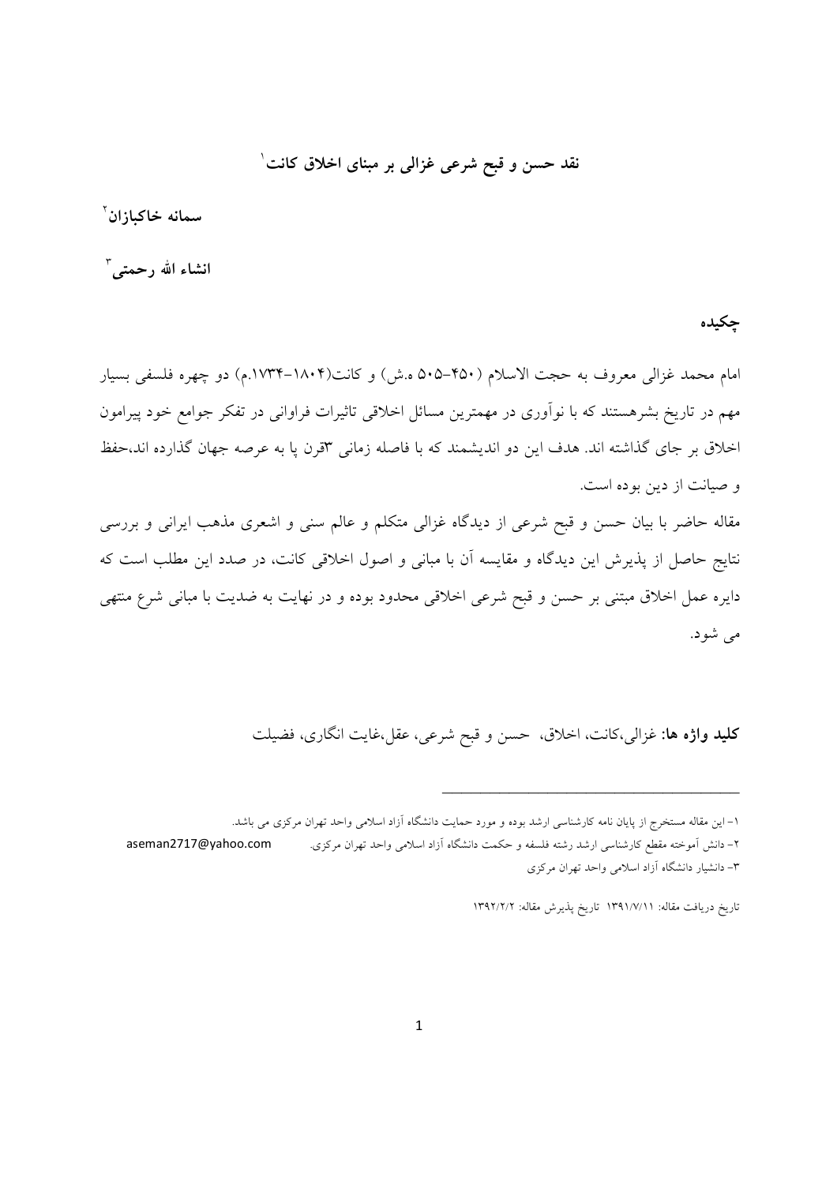# نقد حسن و قبح شرعی غزالی بر مبنای اخلاق کانت[1]

**سمانه خاکبازان**[2]

**انشاء الله رحمتی**[3]

## چکیده

امام محمد غزالی معروف به حجت الاسلام (۴۵۰-۵۰۵ ه.ش) و کانت(۱۸۰۴-۱۷۳۴.م) دو چهره فلسفی بسیار مهم در تاریخ بشرهستند که با نوآوری در مهمترین مسائل اخلاقی تاثیرات فراوانی در تفکر جوامع خود پیرامون اخلاق بر جای گذاشته اند. هدف این دو اندیشمند که با فاصله زمانی ۳قرن پا به عرصه جهان گذارده اند،حفظ و صیانت از دین بوده است.

مقاله حاضر با بیان حسن و قبح شرعی از دیدگاه غزالی متکلم و عالم سنی و اشعری مذهب ایرانی و بررسی نتایج حاصل از پذیرش این دیدگاه و مقایسه آن با مبانی و اصول اخلاقی کانت، در صدد این مطلب است که دایره عمل اخلاق مبتنی بر حسن و قبح شرعی اخلاقی محدود بوده و در نهایت به ضدیت با مبانی شرع منتهی می شود.

**کلید واژه ها:** غزالی،کانت، اخلاق، حسن و قبح شرعی، عقل،غایت انگاری، فضیلت

---

۱- این مقاله مستخرج از پایان نامه کارشناسی ارشد بوده و مورد حمایت دانشگاه آزاد اسلامی واحد تهران مرکزی می باشد.

۲- دانش آموخته مقطع کارشناسی ارشد رشته فلسفه و حکمت دانشگاه آزاد اسلامی واحد تهران مرکزی. aseman2717@yahoo.com

۳- دانشیار دانشگاه آزاد اسلامی واحد تهران مرکزی

تاریخ دریافت مقاله: ۱۳۹۱/۷/۱۱ تاریخ پذیرش مقاله: ۱۳۹۲/۲/۲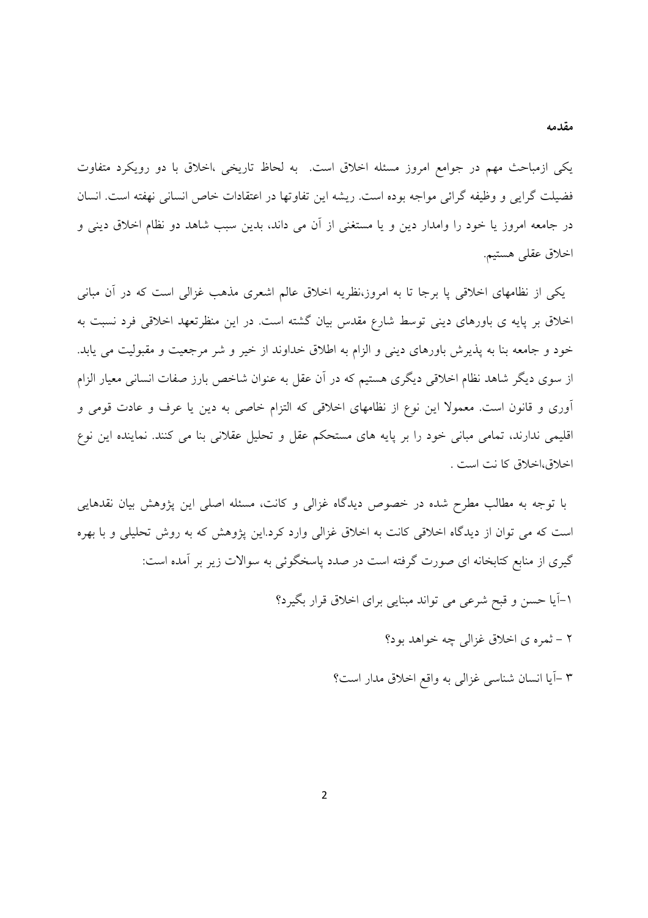## مقدمه

یکی ازمباحث مهم در جوامع امروز مسئله اخلاق است.  به لحاظ تاریخی ،اخلاق با دو رویکرد متفاوت فضیلت گرایی و وظیفه گرائی مواجه بوده است. ریشه این تفاوتها در اعتقادات خاص انسانی نهفته است. انسان در جامعه امروز یا خود را وامدار دین و یا مستغنی از آن می داند، بدین سبب شاهد دو نظام اخلاق دینی و اخلاق عقلی هستیم.

یکی از نظامهای اخلاقی پا برجا تا به امروز،نظریه اخلاق عالم اشعری مذهب غزالی است که در آن مبانی اخلاق بر پایه ی باورهای دینی توسط شارع مقدس بیان گشته است. در این منظرتعهد اخلاقی فرد نسبت به خود و جامعه بنا به پذیرش باورهای دینی و الزام به اطلاق خداوند از خیر و شر مرجعیت و مقبولیت می یابد. از سوی دیگر شاهد نظام اخلاقی دیگری هستیم که در آن عقل به عنوان شاخص بارز صفات انسانی معیار الزام آوری و قانون است. معمولا این نوع از نظامهای اخلاقی که التزام خاصی به دین یا عرف و عادت قومی و اقلیمی ندارند، تمامی مبانی خود را بر پایه های مستحکم عقل و تحلیل عقلانی بنا می کنند. نماینده این نوع اخلاق،اخلاق کا نت است .

با توجه به مطالب مطرح شده در خصوص دیدگاه غزالی و کانت، مسئله اصلی این پژوهش بیان نقدهایی است که می توان از دیدگاه اخلاقی کانت به اخلاق غزالی وارد کرد.این پژوهش که به روش تحلیلی و با بهره گیری از منابع کتابخانه ای صورت گرفته است در صدد پاسخگوئی به سوالات زیر بر آمده است:

۱-آیا حسن و قبح شرعی می تواند مبنایی برای اخلاق قرار بگیرد؟

۲ – ثمره ی اخلاق غزالی چه خواهد بود؟

۳ -آیا انسان شناسی غزالی به واقع اخلاق مدار است؟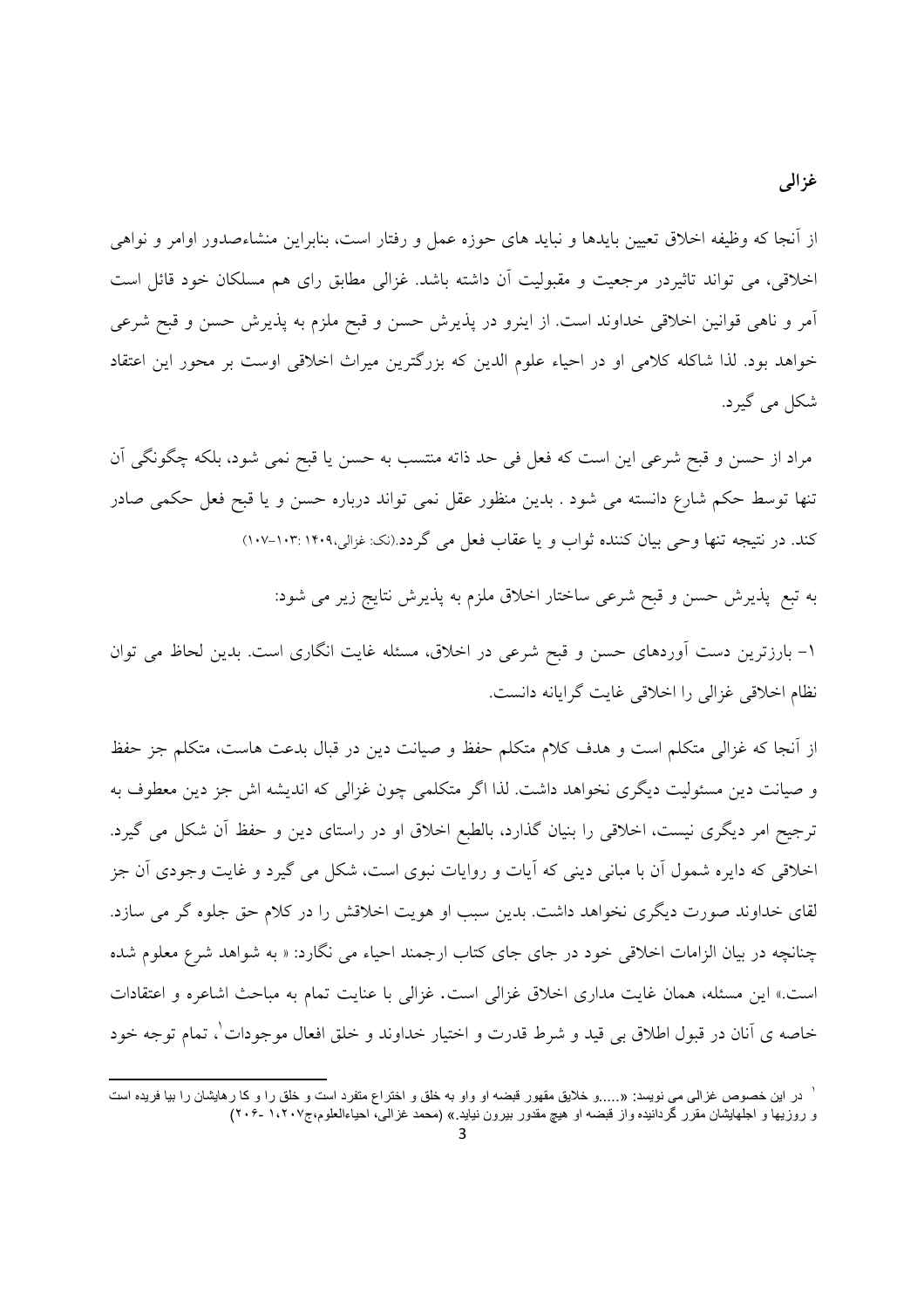## غزالی

از آنجا که وظیفه اخلاق تعیین بایدها و نباید های حوزه عمل و رفتار است، بنابراین منشاءصدور اوامر و نواهی اخلاقی، می تواند تاثیردر مرجعیت و مقبولیت آن داشته باشد. غزالی مطابق رای هم مسلکان خود قائل است آمر و ناهی قوانین اخلاقی خداوند است. از اینرو در پذیرش حسن و قبح ملزم به پذیرش حسن و قبح شرعی خواهد بود. لذا شاکله کلامی او در احیاء علوم الدین که بزرگترین میراث اخلاقی اوست بر محور این اعتقاد شکل می گیرد.

مراد از حسن و قبح شرعی این است که فعل فی حد ذاته منتسب به حسن یا قبح نمی شود، بلکه چگونگی آن تنها توسط حکم شارع دانسته می شود . بدین منظور عقل نمی تواند درباره حسن و یا قبح فعل حکمی صادر کند. در نتیجه تنها وحی بیان کننده ثواب و یا عقاب فعل می گردد.(نک: غزالی،۱۴۰۹ :۱۰۳-۱۰۷)

به تبع پذیرش حسن و قبح شرعی ساختار اخلاق ملزم به پذیرش نتایج زیر می شود:

۱- بارزترین دست آوردهای حسن و قبح شرعی در اخلاق، مسئله غایت انگاری است. بدین لحاظ می توان نظام اخلاقی غزالی را اخلاقی غایت گرایانه دانست.

از آنجا که غزالی متکلم است و هدف کلام متکلم حفظ و صیانت دین در قبال بدعت هاست، متکلم جز حفظ و صیانت دین مسئولیت دیگری نخواهد داشت. لذا اگر متکلمی چون غزالی که اندیشه اش جز دین معطوف به ترجیح امر دیگری نیست، اخلاقی را بنیان گذارد، بالطبع اخلاق او در راستای دین و حفظ آن شکل می گیرد. اخلاقی که دایره شمول آن با مبانی دینی که آیات و روایات نبوی است، شکل می گیرد و غایت وجودی آن جز لقای خداوند صورت دیگری نخواهد داشت. بدین سبب او هویت اخلاقش را در کلام حق جلوه گر می سازد. چنانچه در بیان الزامات اخلاقی خود در جای جای کتاب ارجمند احیاء می نگارد: « به شواهد شرع معلوم شده است.» این مسئله، همان غایت مداری اخلاق غزالی است. غزالی با عنایت تمام به مباحث اشاعره و اعتقادات خاصه ی آنان در قبول اطلاق بی قید و شرط قدرت و اختیار خداوند و خلق افعال موجودات[1]، تمام توجه خود

[1] در این خصوص غزالی می نویسد: «.....و خلایق مقهور قبضه او واو به خلق و اختراع متفرد است و خلق را و کا رهایشان را بیا فریده است و روزیها و اجلهایشان مقرر گردانیده واز قبضه او هیچ مقدور بیرون نیاید.» (محمد غزالی، احیاءالعلوم،ج۱،۲۰۷ -۲۰۶)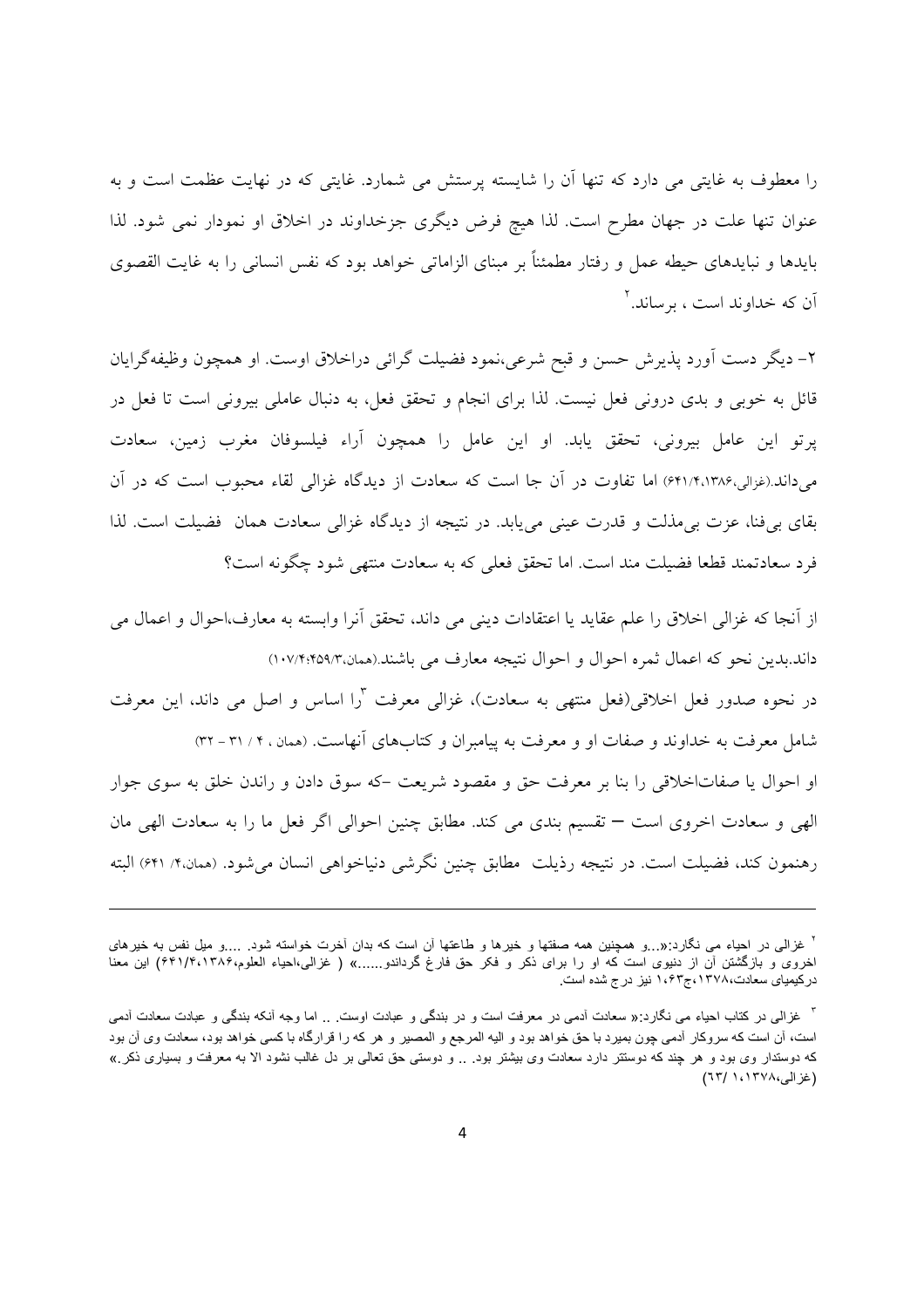را معطوف به غایتی می دارد که تنها آن را شایسته پرستش می شمارد. غایتی که در نهایت عظمت است و به عنوان تنها علت در جهان مطرح است. لذا هیچ فرض دیگری جزخداوند در اخلاق او نمودار نمی شود. لذا بایدها و نبایدهای حیطه عمل و رفتار مطمئناً بر مبنای الزاماتی خواهد بود که نفس انسانی را به غایت القصوی آن که خداوند است ، برساند.[2]

۲- دیگر دست آورد پذیرش حسن و قبح شرعی،نمود فضیلت گرائی دراخلاق اوست. او همچون وظیفه‌گرایان قائل به خوبی و بدی درونی فعل نیست. لذا برای انجام و تحقق فعل، به دنبال عاملی بیرونی است تا فعل در پرتو این عامل بیرونی، تحقق یابد. او این عامل را همچون آراء فیلسوفان مغرب زمین، سعادت می‌داند.(غزالی،۶۴۱/۴،۱۳۸۶) اما تفاوت در آن جا است که سعادت از دیدگاه غزالی لقاء محبوب است که در آن بقای بی‌فنا، عزت بی‌مذلت و قدرت عینی می‌یابد. در نتیجه از دیدگاه غزالی سعادت همان فضیلت است. لذا فرد سعادتمند قطعا فضیلت مند است. اما تحقق فعلی که به سعادت منتهی شود چگونه است؟

از آنجا که غزالی اخلاق را علم عقاید یا اعتقادات دینی می داند، تحقق آنرا وابسته به معارف،احوال و اعمال می داند.بدین نحو که اعمال ثمره احوال و احوال نتیجه معارف می باشند.(همان،۴۵۹/۳؛۱۰۷/۴)

در نحوه صدور فعل اخلاقی(فعل منتهی به سعادت)، غزالی معرفت [3]را اساس و اصل می داند، این معرفت شامل معرفت به خداوند و صفات او و معرفت به پیامبران و کتاب‌های آنهاست. (همان ، ۴ / ۳۱ - ۳۲)

او احوال یا صفات‌اخلاقی را بنا بر معرفت حق و مقصود شریعت -که سوق دادن و راندن خلق به سوی جوار الهی و سعادت اخروی است – تقسیم بندی می کند. مطابق چنین احوالی اگر فعل ما را به سعادت الهی مان رهنمون کند، فضیلت است. در نتیجه رذیلت مطابق چنین نگرشی دنیاخواهی انسان می‌شود. (همان،۴/ ۶۴۱) البته

---

[2] غزالی در احیاء می نگارد:«...و همچنین همه صفتها و خیرها و طاعتها آن است که بدان آخرت خواسته شود. ...و میل نفس به خیرهای اخروی و بازگشتن آن از دنیوی است که او را برای ذکر و فکر حق فارغ گرداندو......» ( غزالی،احیاء العلوم،۶۴۱/۴،۱۳۸۶) این معنا درکیمیای سعادت،۱۳۷۸،ج۱،۶۳ نیز درج شده است.

[3] غزالی در کتاب احیاء می نگارد:« سعادت آدمی در معرفت است و در بندگی و عبادت اوست. .. اما وجه آنکه بندگی و عبادت سعادت آدمی است، آن است که سروکار آدمی چون بمیرد با حق خواهد بود و الیه المرجع و المصیر و هر که را قرارگاه با کسی خواهد بود، سعادت وی آن بود که دوستدار وی بود و هر چند که دوستتر دارد سعادت وی بیشتر بود. .. و دوستی حق تعالی بر دل غالب نشود الا به معرفت و بسیاری ذکر.» (غزالی،۱۳۷۸، ۱/ ۶۳)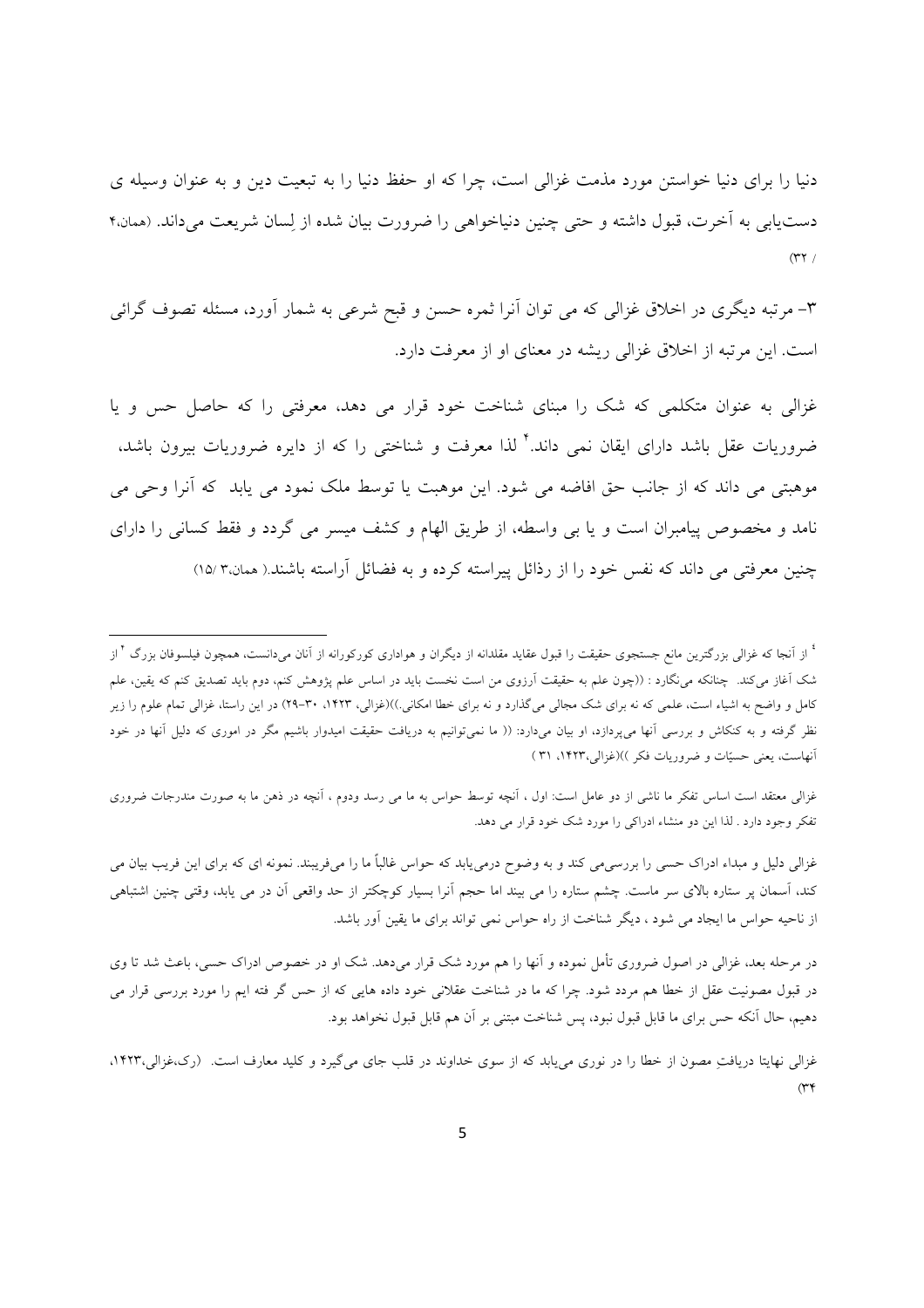دنیا را برای دنیا خواستن مورد مذمت غزالی است، چرا که او حفظ دنیا را به تبعیت دین و به عنوان وسیله ی دست‌یابی به آخرت، قبول داشته و حتی چنین دنیاخواهی را ضرورت بیان شده از لِسان شریعت می‌داند. (همان،۴ /۳۲)

۳- مرتبه دیگری در اخلاق غزالی که می توان آنرا ثمره حسن و قبح شرعی به شمار آورد، مسئله تصوف گرائی است. این مرتبه از اخلاق غزالی ریشه در معنای او از معرفت دارد.

غزالی به عنوان متکلمی که شک را مبنای شناخت خود قرار می دهد، معرفتی را که حاصل حس و یا ضروریات عقل باشد دارای ایقان نمی داند.[۴] لذا معرفت و شناختی را که از دایره ضروریات بیرون باشد، موهبتی می داند که از جانب حق افاضه می شود. این موهبت یا توسط ملک نمود می یابد که آنرا وحی می نامد و مخصوص پیامبران است و یا بی واسطه، از طریق الهام و کشف میسر می گردد و فقط کسانی را دارای چنین معرفتی می داند که نفس خود را از رذائل پیراسته کرده و به فضائل آراسته باشند.( همان،۳ /۱۵)

---

[۴] از آنجا که غزالی بزرگترین مانع جستجوی حقیقت را قبول عقاید مقلدانه از دیگران و هواداری کورکورانه از آنان می‌دانست، همچون فیلسوفان بزرگ [۲] از شک آغاز می‌کند. چنانکه می‌نگارد : ((چون علم به حقیقت آرزوی من است نخست باید در اساس علم پژوهش کنم، دوم باید تصدیق کنم که یقین، علم کامل و واضح به اشیاء است، علمی که نه برای شک مجالی می‌گذارد و نه برای خطا امکانی.))(غزالی، ۱۴۲۳، ۳۰-۲۹) در این راستا، غزالی تمام علوم را زیر نظر گرفته و به کنکاش و بررسی آنها می‌پردازد، او بیان می‌دارد: (( ما نمی‌توانیم به دریافت حقیقت امیدوار باشیم مگر در اموری که دلیل آنها در خود آنهاست، یعنی حسیّات و ضروریات فکر ))(غزالی،۱۴۲۳، ۳۱ )

غزالی معتقد است اساس تفکر ما ناشی از دو عامل است: اول ، آنچه توسط حواس به ما می رسد ودوم ، آنچه در ذهن ما به صورت مندرجات ضروری تفکر وجود دارد . لذا این دو منشاء ادراکی را مورد شک خود قرار می دهد.

غزالی دلیل و مبداء ادراک حسی را بررسی‌می کند و به وضوح درمی‌یابد که حواس غالباً ما را می‌فریبند. نمونه ای که برای این فریب بیان می کند، آسمان پر ستاره بالای سر ماست. چشم ستاره را می بیند اما حجم آنرا بسیار کوچکتر از حد واقعی آن در می یابد، وقتی چنین اشتباهی از ناحیه حواس ما ایجاد می شود ، دیگر شناخت از راه حواس نمی تواند برای ما یقین آور باشد.

در مرحله بعد، غزالی در اصول ضروری تأمل نموده و آنها را هم مورد شک قرار می‌دهد. شک او در خصوص ادراک حسی، باعث شد تا وی در قبول مصونیت عقل از خطا هم مردد شود. چرا که ما در شناخت عقلانی خود داده هایی که از حس گر فته ایم را مورد بررسی قرار می دهیم، حال آنکه حس برای ما قابل قبول نبود، پس شناخت مبتنی بر آن هم قابل قبول نخواهد بود.

غزالی نهایتا دریافتِ مصون از خطا را در نوری می‌یابد که از سوی خداوند در قلب جای می‌گیرد و کلید معارف است. (رک،غزالی،۱۴۲۳، ۳۴)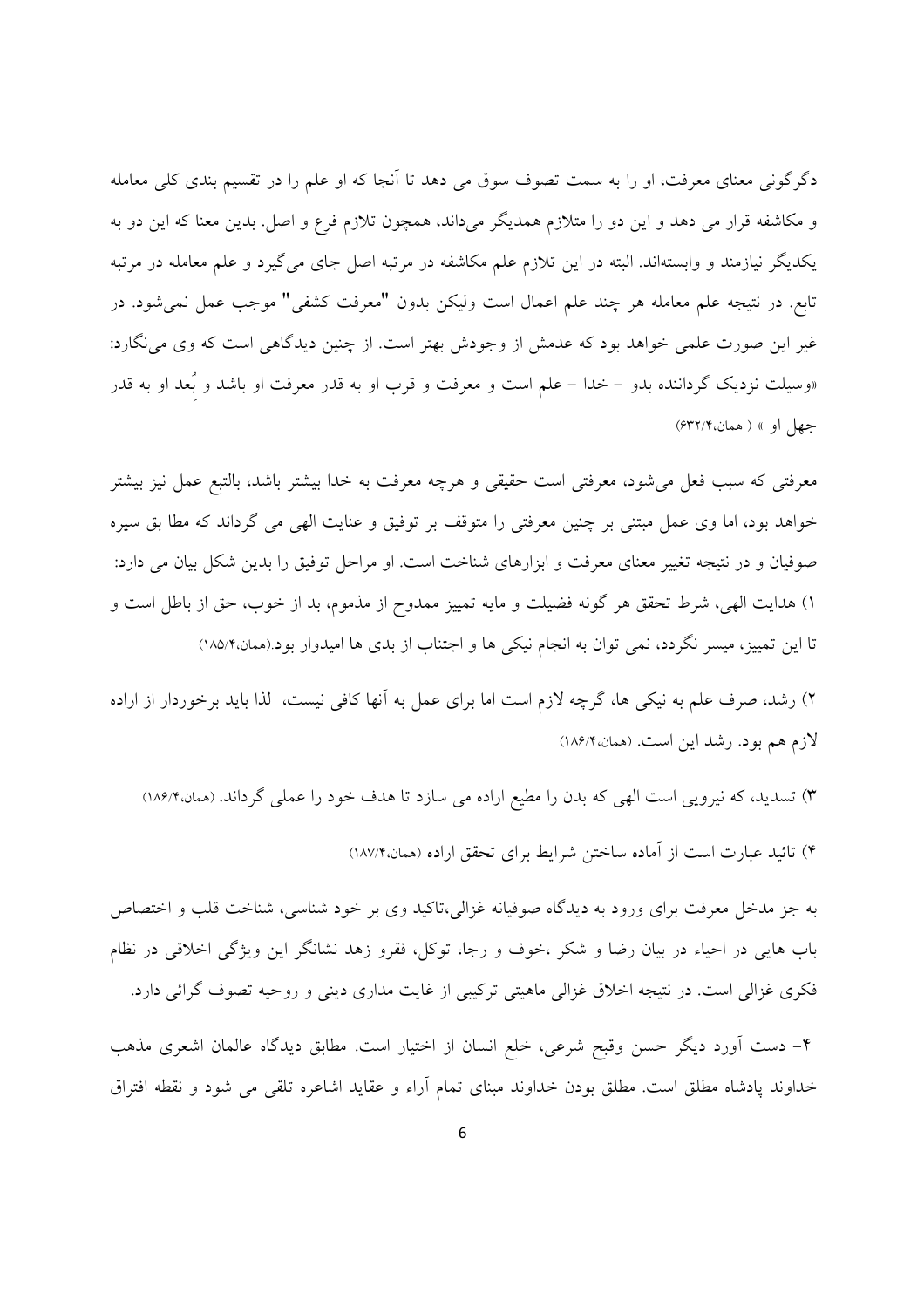دگرگونی معنای معرفت، او را به سمت تصوف سوق می دهد تا آنجا که او علم را در تقسیم بندی کلی معامله و مکاشفه قرار می دهد و این دو را متلازم همدیگر می‌داند، همچون تلازم فرع و اصل. بدین معنا که این دو به یکدیگر نیازمند و وابسته‌اند. البته در این تلازم علم مکاشفه در مرتبه اصل جای می‌گیرد و علم معامله در مرتبه تابع. در نتیجه علم معامله هر چند علم اعمال است ولیکن بدون "معرفت کشفی" موجب عمل نمی‌شود. در غیر این صورت علمی خواهد بود که عدمش از وجودش بهتر است. از چنین دیدگاهی است که وی می‌نگارد: «وسیلت نزدیک گرداننده بدو – خدا – علم است و معرفت و قرب او به قدر معرفت او باشد و بُعد او به قدر جهل او » ( همان،۶۳۲/۴)

معرفتی که سبب فعل می‌شود، معرفتی است حقیقی و هرچه معرفت به خدا بیشتر باشد، بالتبع عمل نیز بیشتر خواهد بود، اما وی عمل مبتنی بر چنین معرفتی را متوقف بر توفیق و عنایت الهی می گرداند که مطا بق سیره صوفیان و در نتیجه تغییر معنای معرفت و ابزارهای شناخت است. او مراحل توفیق را بدین شکل بیان می دارد:

۱) هدایت الهی، شرط تحقق هر گونه فضیلت و مایه تمییز ممدوح از مذموم، بد از خوب، حق از باطل است و تا این تمییز، میسر نگردد، نمی توان به انجام نیکی ها و اجتناب از بدی ها امیدوار بود.(همان،۱۸۵/۴)

۲) رشد، صرف علم به نیکی ها، گرچه لازم است اما برای عمل به آنها کافی نیست، لذا باید برخوردار از اراده لازم هم بود. رشد این است. (همان،۱۸۶/۴)

۳) تسدید، که نیرویی است الهی که بدن را مطیع اراده می سازد تا هدف خود را عملی گرداند. (همان،۱۸۶/۴)

۴) تائید عبارت است از آماده ساختن شرایط برای تحقق اراده (همان،۱۸۷/۴)

به جز مدخل معرفت برای ورود به دیدگاه صوفیانه غزالی،تاکید وی بر خود شناسی، شناخت قلب و اختصاص باب هایی در احیاء در بیان رضا و شکر ،خوف و رجا، توکل، فقرو زهد نشانگر این ویژگی اخلاقی در نظام فکری غزالی است. در نتیجه اخلاق غزالی ماهیتی ترکیبی از غایت مداری دینی و روحیه تصوف گرائی دارد.

۴- دست آورد دیگر حسن وقبح شرعی، خلع انسان از اختیار است. مطابق دیدگاه عالمان اشعری مذهب خداوند پادشاه مطلق است. مطلق بودن خداوند مبنای تمام آراء و عقاید اشاعره تلقی می شود و نقطه افتراق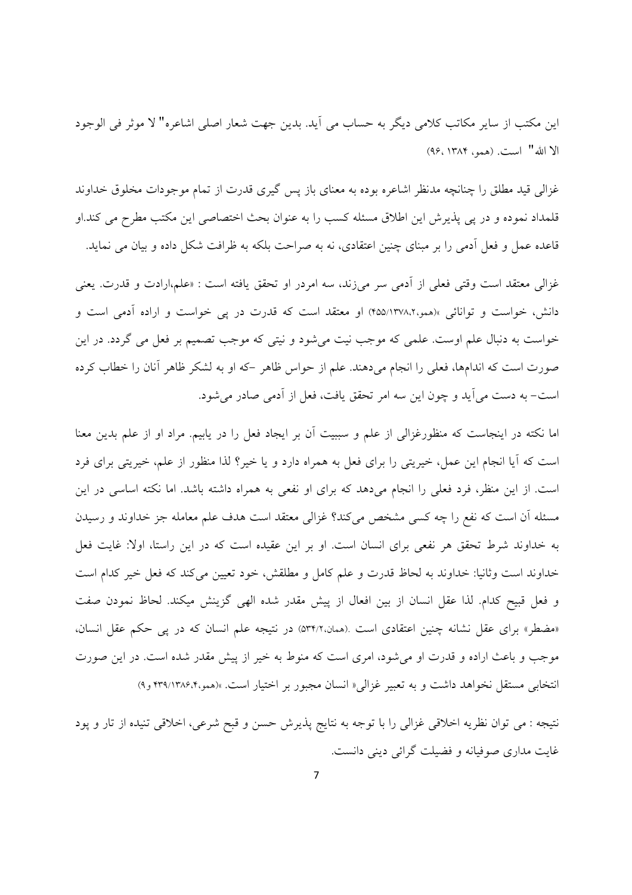این مکتب از سایر مکاتب کلامی دیگر به حساب می آید. بدین جهت شعار اصلی اشاعره" لا موثر فی الوجود الا الله" است. (همو، ۱۳۸۴، ۹۶)

غزالی قید مطلق را چنانچه مدنظر اشاعره بوده به معنای باز پس گیری قدرت از تمام موجودات مخلوق خداوند قلمداد نموده و در پی پذیرش این اطلاق مسئله کسب را به عنوان بحث اختصاصی این مکتب مطرح می کند.او قاعده عمل و فعل آدمی را بر مبنای چنین اعتقادی، نه به صراحت بلکه به ظرافت شکل داده و بیان می نماید.

غزالی معتقد است وقتی فعلی از آدمی سر می‌زند، سه امردر او تحقق یافته است : «علم،ارادت و قدرت. یعنی دانش، خواست و توانائی »(همو،۱۳۷۸،۲/۴۵۵) او معتقد است که قدرت در پی خواست و اراده آدمی است و خواست به دنبال علم اوست. علمی که موجب نیت می‌شود و نیتی که موجب تصمیم بر فعل می گردد. در این صورت است که اندام‌ها، فعلی را انجام می‌دهند. علم از حواس ظاهر -که او به لشکر ظاهر آنان را خطاب کرده است- به دست می‌آید و چون این سه امر تحقق یافت، فعل از آدمی صادر می‌شود.

اما نکته در اینجاست که منظورغزالی از علم و سببیت آن بر ایجاد فعل را در یابیم. مراد او از علم بدین معنا است که آیا انجام این عمل، خیریتی را برای فعل به همراه دارد و یا خیر؟ لذا منظور از علم، خیریتی برای فرد است. از این منظر، فرد فعلی را انجام می‌دهد که برای او نفعی به همراه داشته باشد. اما نکته اساسی در این مسئله آن است که نفع را چه کسی مشخص می‌کند؟ غزالی معتقد است هدف علم معامله جز خداوند و رسیدن به خداوند شرط تحقق هر نفعی برای انسان است. او بر این عقیده است که در این راستا، اولا: غایت فعل خداوند است وثانیا: خداوند به لحاظ قدرت و علم کامل و مطلقش، خود تعیین می‌کند که فعل خیر کدام است و فعل قبیح کدام. لذا عقل انسان از بین افعال از پیش مقدر شده الهی گزینش میکند. لحاظ نمودن صفت «مضطر» برای عقل نشانه چنین اعتقادی است .(همان،۲/۵۳۴) در نتیجه علم انسان که در پی حکم عقل انسان، موجب و باعث اراده و قدرت او می‌شود، امری است که منوط به خیر از پیش مقدر شده است. در این صورت انتخابی مستقل نخواهد داشت و به تعبیر غزالی« انسان مجبور بر اختیار است. »(همو،۱۳۸۶،۴/۴۳۹ و۹)

نتیجه : می توان نظریه اخلاقی غزالی را با توجه به نتایج پذیرش حسن و قبح شرعی، اخلاقی تنیده از تار و پود غایت مداری صوفیانه و فضیلت گرائی دینی دانست.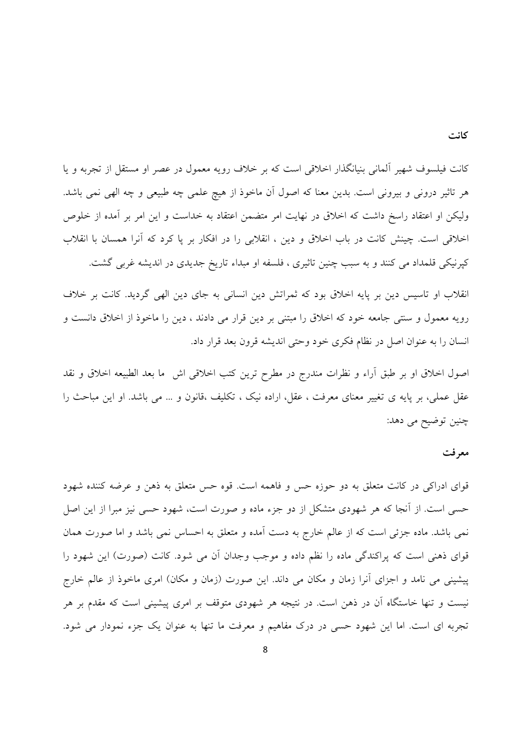## کانت

کانت فیلسوف شهیر آلمانی بنیانگذار اخلاقی است که بر خلاف رویه معمول در عصر او مستقل از تجربه و یا هر تاثیر درونی و بیرونی است. بدین معنا که اصول آن ماخوذ از هیچ علمی چه طبیعی و چه الهی نمی باشد. ولیکن او اعتقاد راسخ داشت که اخلاق در نهایت امر متضمن اعتقاد به خداست و این امر بر آمده از خلوص اخلاقی است. چینش کانت در باب اخلاق و دین ، انقلابی را در افکار بر پا کرد که آنرا همسان با انقلاب کپرنیکی قلمداد می کنند و به سبب چنین تاثیری ، فلسفه او مبداء تاریخ جدیدی در اندیشه غربی گشت.

انقلاب او تاسیس دین بر پایه اخلاق بود که ثمراتش دین انسانی به جای دین الهی گردید. کانت بر خلاف رویه معمول و سنتی جامعه خود که اخلاق را مبتنی بر دین قرار می دادند ، دین را ماخوذ از اخلاق دانست و انسان را به عنوان اصل در نظام فکری خود وحتی اندیشه قرون بعد قرار داد.

اصول اخلاق او بر طبق آراء و نظرات مندرج در مطرح ترین کتب اخلاقی اش  ما بعد الطبیعه اخلاق و نقد عقل عملی، بر پایه ی تغییر معنای معرفت ، عقل، اراده نیک ، تکلیف ،قانون و ... می باشد. او این مباحث را چنین توضیح می دهد:

### معرفت

قوای ادراکی در کانت متعلق به دو حوزه حس و فاهمه است. قوه حس متعلق به ذهن و عرضه کننده شهود حسی است. از آنجا که هر شهودی متشکل از دو جزء ماده و صورت است، شهود حسی نیز مبرا از این اصل نمی باشد. ماده جزئی است که از عالم خارج به دست آمده و متعلق به احساس نمی باشد و اما صورت همان قوای ذهنی است که پراکندگی ماده را نظم داده و موجب وجدان آن می شود. کانت (صورت) این شهود را پیشینی می نامد و اجزای آنرا زمان و مکان می داند. این صورت (زمان و مکان) امری ماخوذ از عالم خارج نیست و تنها خاستگاه آن در ذهن است. در نتیجه هر شهودی متوقف بر امری پیشینی است که مقدم بر هر تجربه ای است. اما این شهود حسی در درک مفاهیم و معرفت ما تنها به عنوان یک جزء نمودار می شود.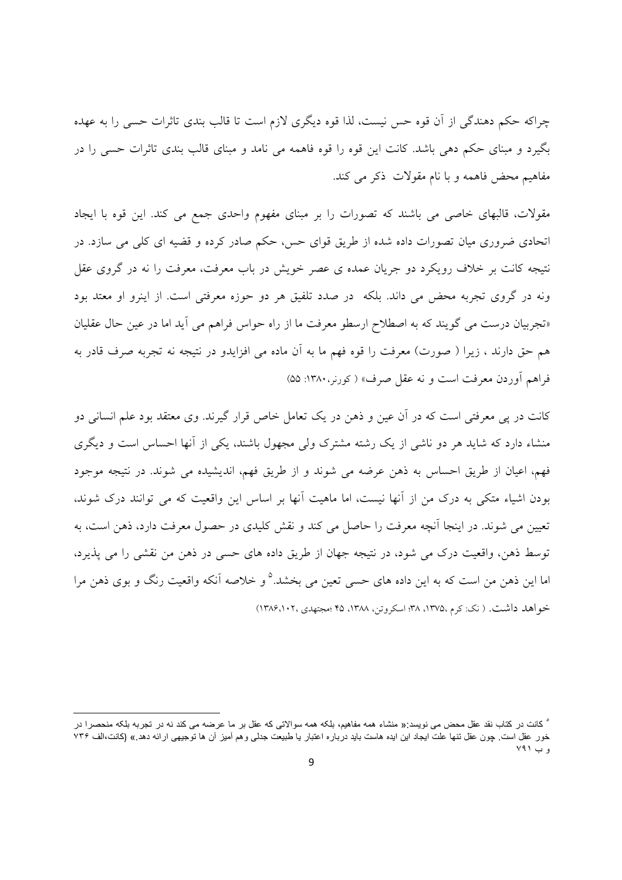چراکه حکم دهندگی از آن قوه حس نیست، لذا قوه دیگری لازم است تا قالب بندی تاثرات حسی را به عهده بگیرد و مبنای حکم دهی باشد. کانت این قوه را قوه فاهمه می نامد و مبنای قالب بندی تاثرات حسی را در مفاهیم محض فاهمه و با نام مقولات ذکر می کند.

مقولات، قالبهای خاصی می باشند که تصورات را بر مبنای مفهوم واحدی جمع می کند. این قوه با ایجاد اتحادی ضروری میان تصورات داده شده از طریق قوای حس، حکم صادر کرده و قضیه ای کلی می سازد. در نتیجه کانت بر خلاف رویکرد دو جریان عمده ی عصر خویش در باب معرفت، معرفت را نه در گروی عقل ونه در گروی تجربه محض می داند. بلکه در صدد تلفیق هر دو حوزه معرفتی است. از اینرو او معتد بود «تجربیان درست می گویند که به اصطلاح ارسطو معرفت ما از راه حواس فراهم می آید اما در عین حال عقلیان هم حق دارند ، زیرا ( صورت) معرفت را قوه فهم ما به آن ماده می افزایدو در نتیجه نه تجربه صرف قادر به فراهم آوردن معرفت است و نه عقل صرف» ( کورنر،۱۳۸۰: ۵۵)

کانت در پی معرفتی است که در آن عین و ذهن در یک تعامل خاص قرار گیرند. وی معتقد بود علم انسانی دو منشاء دارد که شاید هر دو ناشی از یک رشته مشترک ولی مجهول باشند، یکی از آنها احساس است و دیگری فهم، اعیان از طریق احساس به ذهن عرضه می شوند و از طریق فهم، اندیشیده می شوند. در نتیجه موجود بودن اشیاء متکی به درک من از آنها نیست، اما ماهیت آنها بر اساس این واقعیت که می توانند درک شوند، تعیین می شوند. در اینجا آنچه معرفت را حاصل می کند و نقش کلیدی در حصول معرفت دارد، ذهن است، به توسط ذهن، واقعیت درک می شود، در نتیجه جهان از طریق داده های حسی در ذهن من نقشی را می پذیرد، اما این ذهن من است که به این داده های حسی تعین می بخشد.[5] و خلاصه آنکه واقعیت رنگ و بوی ذهن مرا خواهد داشت. ( نک: کرم ،۱۳۷۵، ۳۸؛ اسکروتن، ۱۳۸۸، ۴۵ ؛مجتهدی ،۱۳۸۶،۱۰۲)

---

[5] کانت در کتاب نقد عقل محض می نویسد:« منشاء همه مفاهیم، بلکه همه سوالاتی که عقل بر ما عرضه می کند نه در تجربه بلکه منحصرا در خور عقل است. چون عقل تنها علت ایجاد این ایده هاست باید درباره اعتبار یا طبیعت جدلی وهم آمیز آن ها توجیهی ارائه دهد.» (کانت،الف ۷۳۶ و ب ۷۹۱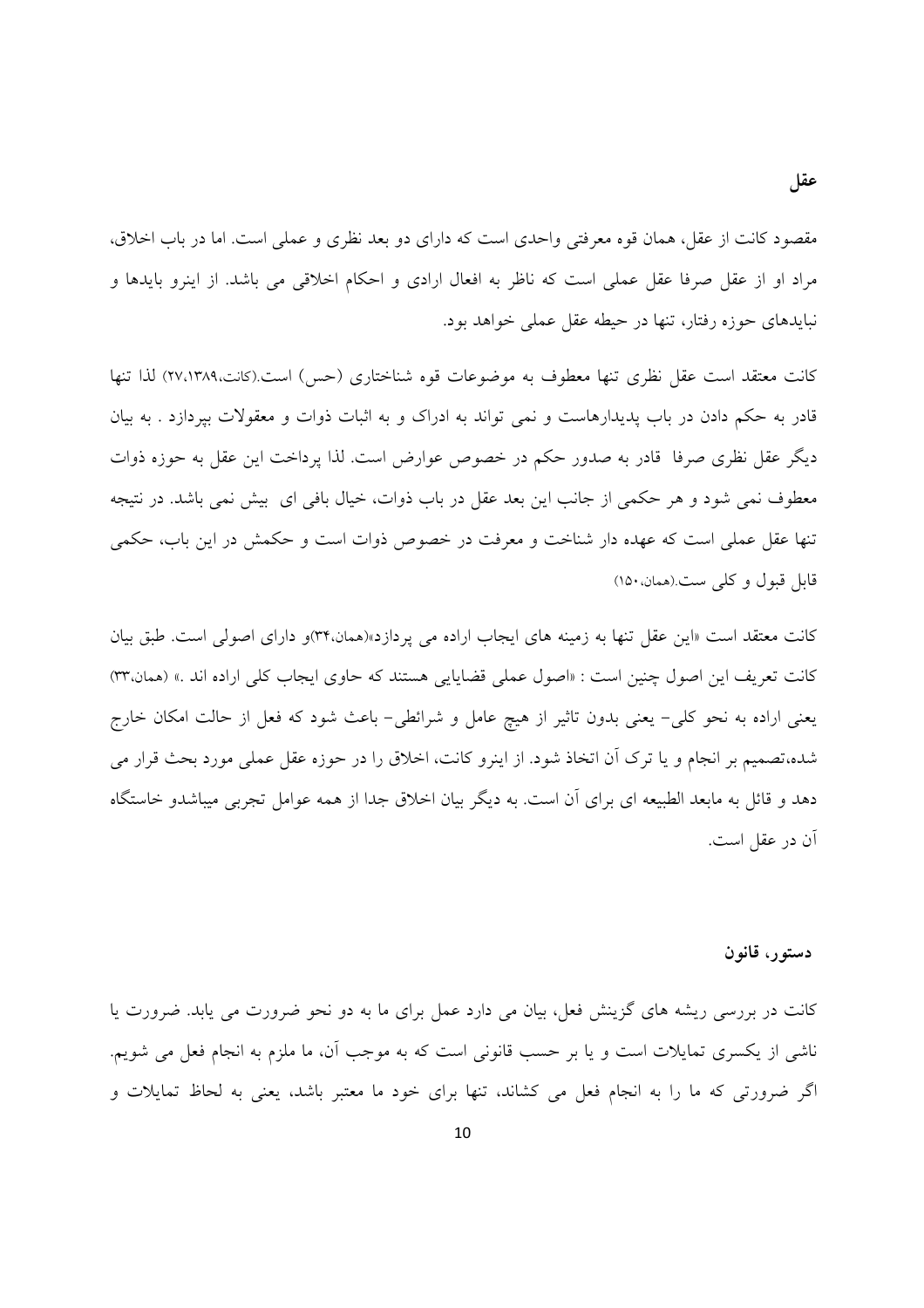## عقل

مقصود کانت از عقل، همان قوه معرفتی واحدی است که دارای دو بعد نظری و عملی است. اما در باب اخلاق، مراد او از عقل صرفا عقل عملی است که ناظر به افعال ارادی و احکام اخلاقی می باشد. از اینرو بایدها و نبایدهای حوزه رفتار، تنها در حیطه عقل عملی خواهد بود.

کانت معتقد است عقل نظری تنها معطوف به موضوعات قوه شناختاری (حس) است.(کانت،۱۳۸۹،۲۷) لذا تنها قادر به حکم دادن در باب پدیدارهاست و نمی تواند به ادراک و به اثبات ذوات و معقولات بپردازد . به بیان دیگر عقل نظری صرفا قادر به صدور حکم در خصوص عوارض است. لذا پرداخت این عقل به حوزه ذوات معطوف نمی شود و هر حکمی از جانب این بعد عقل در باب ذوات، خیال بافی ای بیش نمی باشد. در نتیجه تنها عقل عملی است که عهده دار شناخت و معرفت در خصوص ذوات است و حکمش در این باب، حکمی قابل قبول و کلی ست.(همان،۱۵۰)

کانت معتقد است «این عقل تنها به زمینه های ایجاب اراده می پردازد»(همان،۳۴)و دارای اصولی است. طبق بیان کانت تعریف این اصول چنین است : «اصول عملی قضایایی هستند که حاوی ایجاب کلی اراده اند .» (همان،۳۳) یعنی اراده به نحو کلی- یعنی بدون تاثیر از هیچ عامل و شرائطی- باعث شود که فعل از حالت امکان خارج شده،تصمیم بر انجام و یا ترک آن اتخاذ شود. از اینرو کانت، اخلاق را در حوزه عقل عملی مورد بحث قرار می دهد و قائل به مابعد الطبیعه ای برای آن است. به دیگر بیان اخلاق جدا از همه عوامل تجربی میباشدو خاستگاه آن در عقل است.

### دستور، قانون

کانت در بررسی ریشه های گزینش فعل، بیان می دارد عمل برای ما به دو نحو ضرورت می یابد. ضرورت یا ناشی از یکسری تمایلات است و یا بر حسب قانونی است که به موجب آن، ما ملزم به انجام فعل می شویم. اگر ضرورتی که ما را به انجام فعل می کشاند، تنها برای خود ما معتبر باشد، یعنی به لحاظ تمایلات و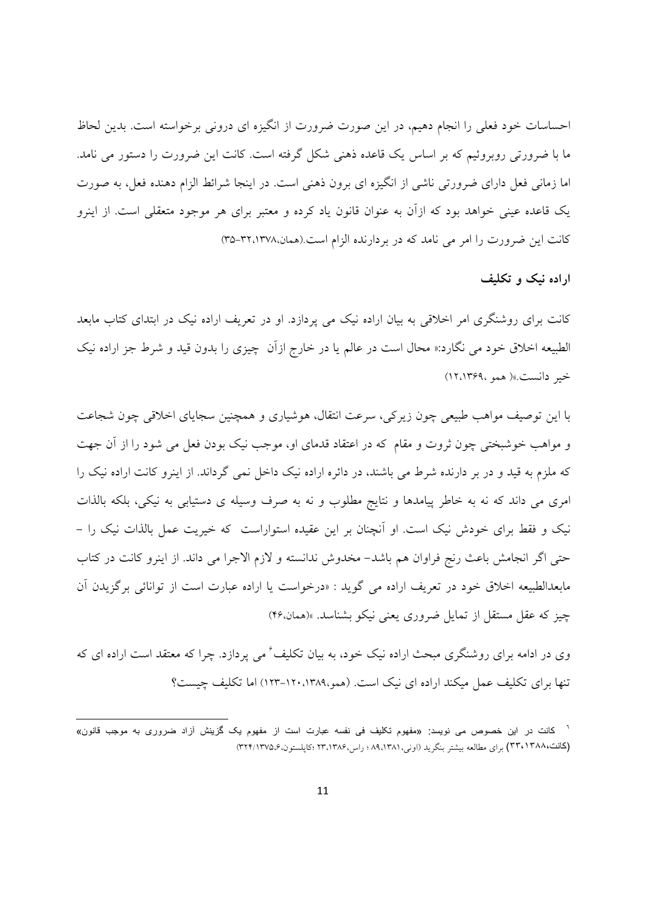احساسات خود فعلی را انجام دهیم، در این صورت ضرورت از انگیزه ای درونی برخواسته است. بدین لحاظ ما با ضرورتی روبروئیم که بر اساس یک قاعده ذهنی شکل گرفته است. کانت این ضرورت را دستور می نامد. اما زمانی فعل دارای ضرورتی ناشی از انگیزه ای برون ذهنی است. در اینجا شرائط الزام دهنده فعل، به صورت یک قاعده عینی خواهد بود که ازآن به عنوان قانون یاد کرده و معتبر برای هر موجود متعقلی است. از اینرو کانت این ضرورت را امر می نامد که در بردارنده الزام است.(همان،۱۳۷۸،۳۲-۳۵)

### اراده نیک و تکلیف

کانت برای روشنگری امر اخلاقی به بیان اراده نیک می پردازد. او در تعریف اراده نیک در ابتدای کتاب مابعد الطبیعه اخلاق خود می نگارد:« محال است در عالم یا در خارج ازآن چیزی را بدون قید و شرط جز اراده نیک خیر دانست.»( همو ،۱۳۶۹،۱۲)

با این توصیف مواهب طبیعی چون زیرکی، سرعت انتقال، هوشیاری و همچنین سجایای اخلاقی چون شجاعت و مواهب خوشبختی چون ثروت و مقام که در اعتقاد قدمای او، موجب نیک بودن فعل می شود را از آن جهت که ملزم به قید و در بر دارنده شرط می باشند، در دائره اراده نیک داخل نمی گرداند. از اینرو کانت اراده نیک را امری می داند که نه به خاطر پیامدها و نتایج مطلوب و نه به صرف وسیله ی دستیابی به نیکی، بلکه بالذات نیک و فقط برای خودش نیک است. او آنچنان بر این عقیده استواراست که خیریت عمل بالذات نیک را – حتی اگر انجامش باعث رنج فراوان هم باشد- مخدوش ندانسته و لازم الاجرا می داند. از اینرو کانت در کتاب مابعدالطبیعه اخلاق خود در تعریف اراده می گوید : «درخواست یا اراده عبارت است از توانائی برگزیدن آن چیز که عقل مستقل از تمایل ضروری یعنی نیکو بشناسد. »(همان،۴۶)

وی در ادامه برای روشنگری مبحث اراده نیک خود، به بیان تکلیف[۶] می پردازد. چرا که معتقد است اراده ای که تنها برای تکلیف عمل میکند اراده ای نیک است. (همو،۱۳۸۹،۱۲۰-۱۲۳) اما تکلیف چیست؟

---

[۶] کانت در این خصوص می نویسد: «مفهوم تکلیف فی نفسه عبارت است از مفهوم یک گزینش آزاد ضروری به موجب قانون» (کانت،۱۳۸۸،۳۳) برای مطالعه بیشتر بنگرید (اونی،۱۳۸۱،۸۹ ؛ راس،۱۳۸۶،۲۳ ؛کاپلستون،۱۳۷۵،۶/۳۲۴)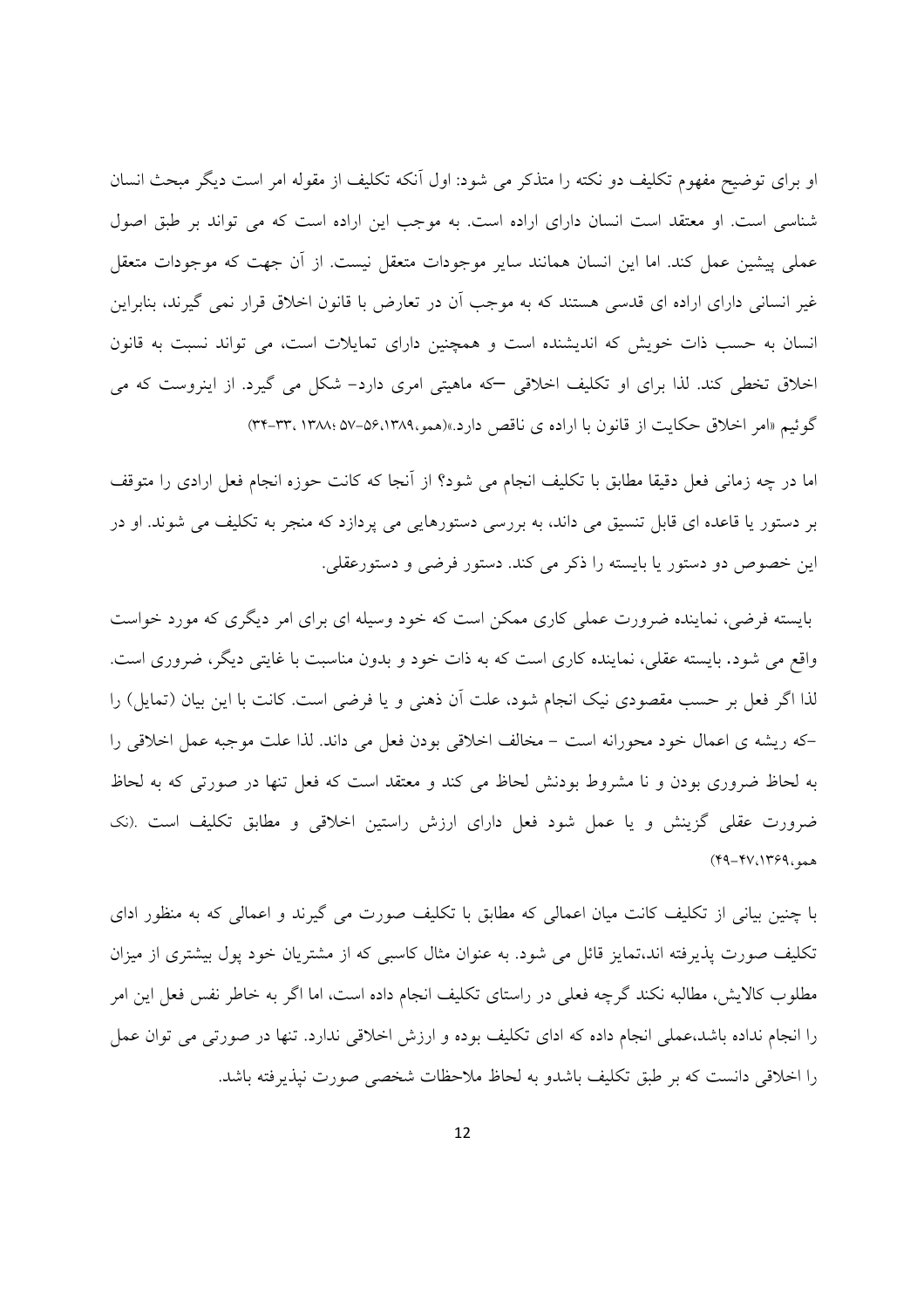او برای توضیح مفهوم تکلیف دو نکته را متذکر می شود: اول آنکه تکلیف از مقوله امر است دیگر مبحث انسان شناسی است. او معتقد است انسان دارای اراده است. به موجب این اراده است که می تواند بر طبق اصول عملی پیشین عمل کند. اما این انسان همانند سایر موجودات متعقل نیست. از آن جهت که موجودات متعقل غیر انسانی دارای اراده ای قدسی هستند که به موجب آن در تعارض با قانون اخلاق قرار نمی گیرند، بنابراین انسان به حسب ذات خویش که اندیشنده است و همچنین دارای تمایلات است، می تواند نسبت به قانون اخلاق تخطی کند. لذا برای او تکلیف اخلاقی –که ماهیتی امری دارد- شکل می گیرد. از اینروست که می گوئیم «امر اخلاق حکایت از قانون با اراده ی ناقص دارد.»(همو،۱۳۸۹،۵۶-۵۷ ؛۱۳۸۸، ۳۳-۳۴)

اما در چه زمانی فعل دقیقا مطابق با تکلیف انجام می شود؟ از آنجا که کانت حوزه انجام فعل ارادی را متوقف بر دستور یا قاعده ای قابل تنسیق می داند، به بررسی دستورهایی می پردازد که منجر به تکلیف می شوند. او در این خصوص دو دستور یا بایسته را ذکر می کند. دستور فرضی و دستورعقلی.

بایسته فرضی، نماینده ضرورت عملی کاری ممکن است که خود وسیله ای برای امر دیگری که مورد خواست واقع می شود. بایسته عقلی، نماینده کاری است که به ذات خود و بدون مناسبت با غایتی دیگر، ضروری است. لذا اگر فعل بر حسب مقصودی نیک انجام شود، علت آن ذهنی و یا فرضی است. کانت با این بیان (تمایل) را -که ریشه ی اعمال خود محورانه است - مخالف اخلاقی بودن فعل می داند. لذا علت موجبه عمل اخلاقی را به لحاظ ضروری بودن و نا مشروط بودنش لحاظ می کند و معتقد است که فعل تنها در صورتی که به لحاظ ضرورت عقلی گزینش و یا عمل شود فعل دارای ارزش راستین اخلاقی و مطابق تکلیف است .(نک همو،۱۳۶۹،۴۷-۴۹)

با چنین بیانی از تکلیف کانت میان اعمالی که مطابق با تکلیف صورت می گیرند و اعمالی که به منظور ادای تکلیف صورت پذیرفته اند،تمایز قائل می شود. به عنوان مثال کاسبی که از مشتریان خود پول بیشتری از میزان مطلوب کالایش، مطالبه نکند گرچه فعلی در راستای تکلیف انجام داده است، اما اگر به خاطر نفس فعل این امر را انجام نداده باشد،عملی انجام داده که ادای تکلیف بوده و ارزش اخلاقی ندارد. تنها در صورتی می توان عمل را اخلاقی دانست که بر طبق تکلیف باشدو به لحاظ ملاحظات شخصی صورت نپذیرفته باشد.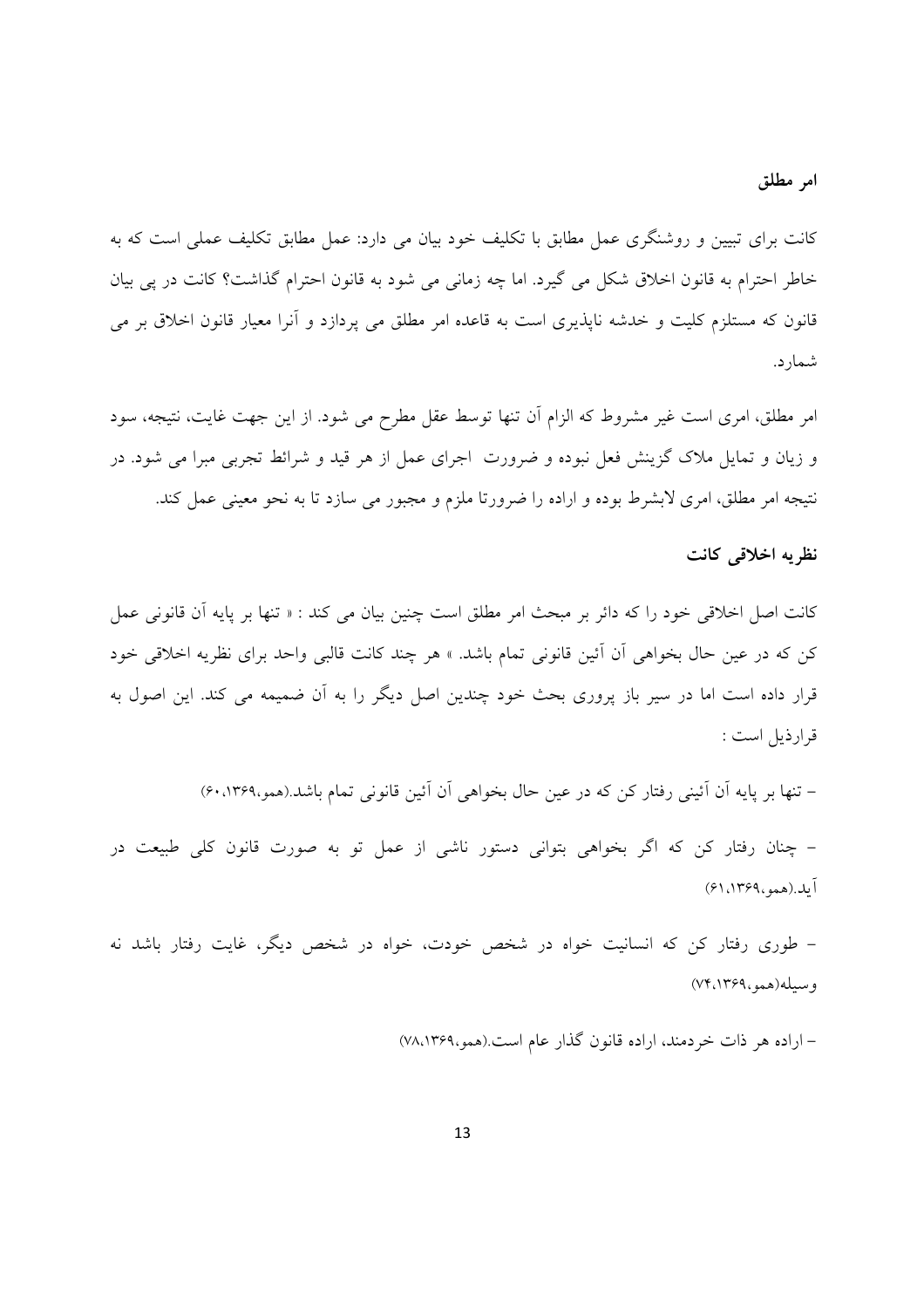### امر مطلق

کانت برای تبیین و روشنگری عمل مطابق با تکلیف خود بیان می دارد: عمل مطابق تکلیف عملی است که به خاطر احترام به قانون اخلاق شکل می گیرد. اما چه زمانی می شود به قانون احترام گذاشت؟ کانت در پی بیان قانون که مستلزم کلیت و خدشه ناپذیری است به قاعده امر مطلق می پردازد و آنرا معیار قانون اخلاق بر می شمارد.

امر مطلق، امری است غیر مشروط که الزام آن تنها توسط عقل مطرح می شود. از این جهت غایت، نتیجه، سود و زیان و تمایل ملاک گزینش فعل نبوده و ضرورت اجرای عمل از هر قید و شرائط تجربی مبرا می شود. در نتیجه امر مطلق، امری لابشرط بوده و اراده را ضرورتا ملزم و مجبور می سازد تا به نحو معینی عمل کند.

### نظریه اخلاقی کانت

کانت اصل اخلاقی خود را که دائر بر مبحث امر مطلق است چنین بیان می کند : « تنها بر پایه آن قانونی عمل کن که در عین حال بخواهی آن آئین قانونی تمام باشد. » هر چند کانت قالبی واحد برای نظریه اخلاقی خود قرار داده است اما در سیر باز پروری بحث خود چندین اصل دیگر را به آن ضمیمه می کند. این اصول به قرارذیل است :

- تنها بر پایه آن آیینی رفتار کن که در عین حال بخواهی آن آئین قانونی تمام باشد.(همو،۱۳۶۹،۶۰)

- چنان رفتار کن که اگر بخواهی بتوانی دستور ناشی از عمل تو به صورت قانون کلی طبیعت در آید.(همو،۱۳۶۹،۶۱)

- طوری رفتار کن که انسانیت خواه در شخص خودت، خواه در شخص دیگر، غایت رفتار باشد نه وسیله(همو،۱۳۶۹،۷۴)

- اراده هر ذات خردمند، اراده قانون گذار عام است.(همو،۱۳۶۹،۷۸)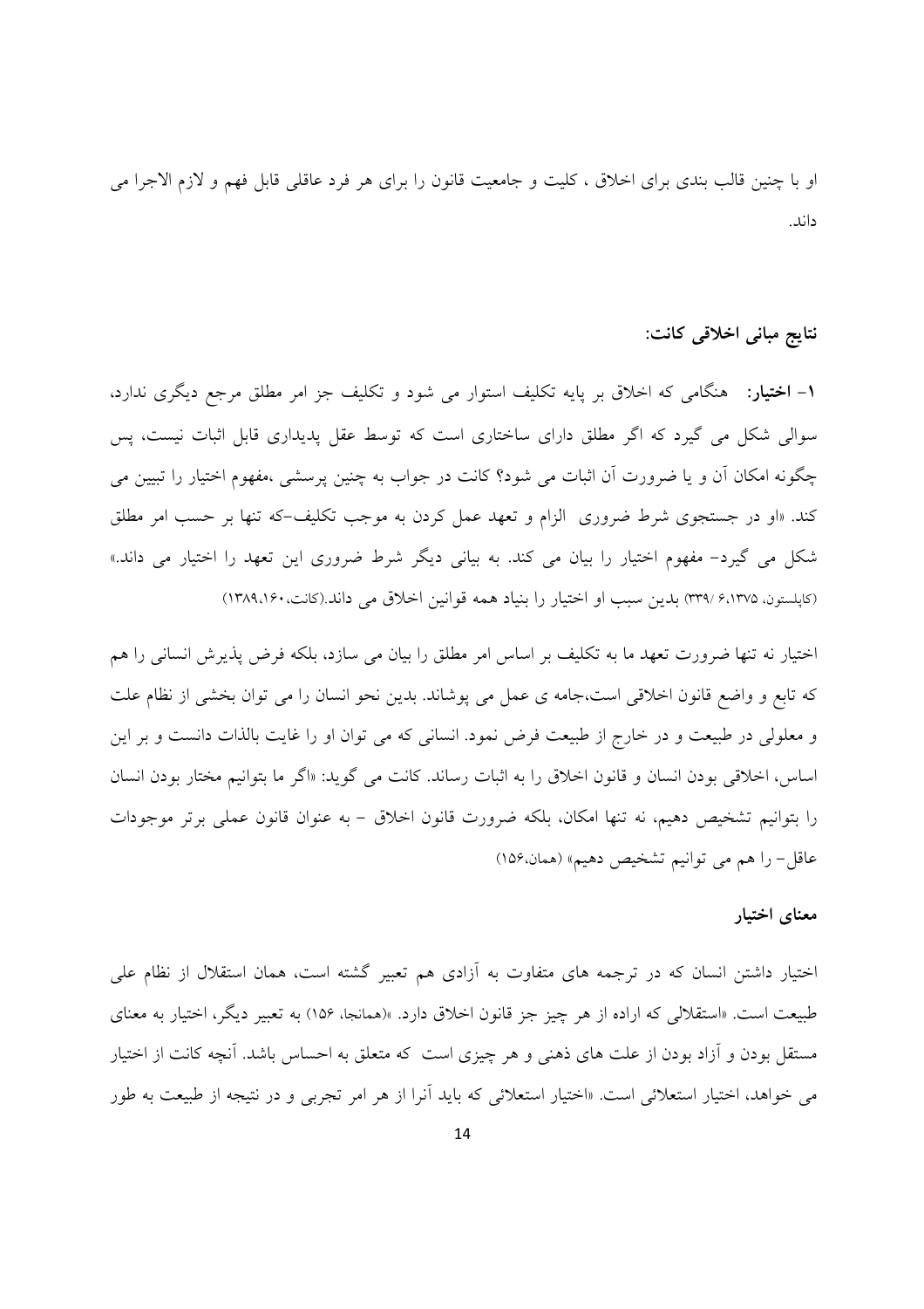او با چنین قالب بندی برای اخلاق ، کلیت و جامعیت قانون را برای هر فرد عاقلی قابل فهم و لازم الاجرا می داند.

### نتایج مبانی اخلاقی کانت:

**۱- اختیار:** هنگامی که اخلاق بر پایه تکلیف استوار می شود و تکلیف جز امر مطلق مرجع دیگری ندارد، سوالی شکل می گیرد که اگر مطلق دارای ساختاری است که توسط عقل پدیداری قابل اثبات نیست، پس چگونه امکان آن و یا ضرورت آن اثبات می شود؟ کانت در جواب به چنین پرسشی ،مفهوم اختیار را تبیین می کند. «او در جستجوی شرط ضروری الزام و تعهد عمل کردن به موجب تکلیف-که تنها بر حسب امر مطلق شکل می گیرد- مفهوم اختیار را بیان می کند. به بیانی دیگر شرط ضروری این تعهد را اختیار می داند.» (کاپلستون، ۶،۱۳۷۵ /۳۳۹) بدین سبب او اختیار را بنیاد همه قوانین اخلاق می داند.(کانت،۱۳۸۹،۱۶۰)

اختیار نه تنها ضرورت تعهد ما به تکلیف بر اساس امر مطلق را بیان می سازد، بلکه فرض پذیرش انسانی را هم که تابع و واضع قانون اخلاقی است،جامه ی عمل می پوشاند. بدین نحو انسان را می توان بخشی از نظام علت و معلولی در طبیعت و در خارج از طبیعت فرض نمود. انسانی که می توان او را غایت بالذات دانست و بر این اساس، اخلاقی بودن انسان و قانون اخلاق را به اثبات رساند. کانت می گوید: «اگر ما بتوانیم مختار بودن انسان را بتوانیم تشخیص دهیم، نه تنها امکان، بلکه ضرورت قانون اخلاق – به عنوان قانون عملی برتر موجودات عاقل- را هم می توانیم تشخیص دهیم» (همان،۱۵۶)

### معنای اختیار

اختیار داشتن انسان که در ترجمه های متفاوت به آزادی هم تعبیر گشته است، همان استقلال از نظام علی طبیعت است. «استقلالی که اراده از هر چیز جز قانون اخلاق دارد. »(همانجا، ۱۵۶) به تعبیر دیگر، اختیار به معنای مستقل بودن و آزاد بودن از علت های ذهنی و هر چیزی است که متعلق به احساس باشد. آنچه کانت از اختیار می خواهد، اختیار استعلائی است. «اختیار استعلائی که باید آنرا از هر امر تجربی و در نتیجه از طبیعت به طور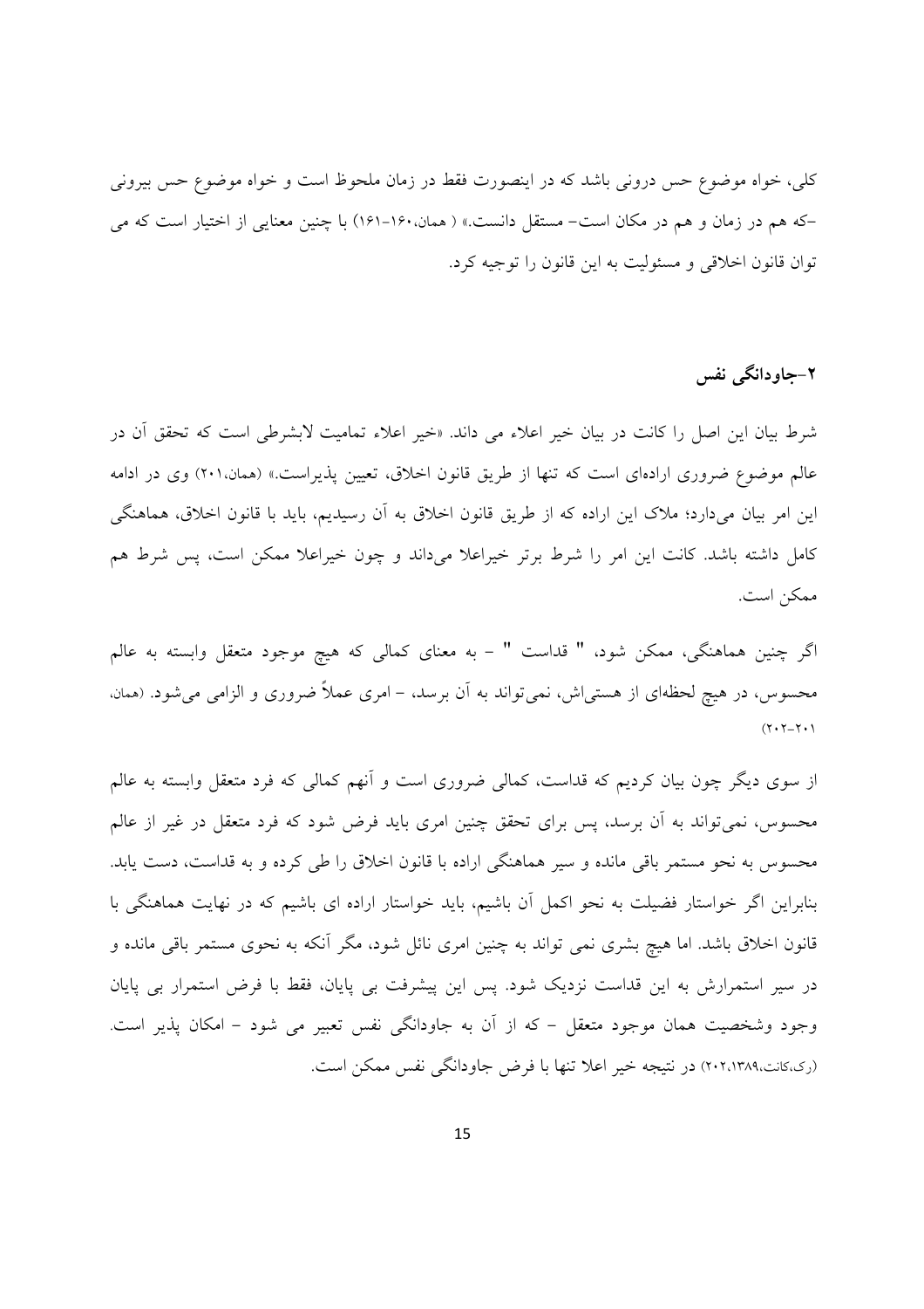کلی، خواه موضوع حس درونی باشد که در اینصورت فقط در زمان ملحوظ است و خواه موضوع حس بیرونی –که هم در زمان و هم در مکان است– مستقل دانست.» ( همان،۱۶۰-۱۶۱) با چنین معنایی از اختیار است که می توان قانون اخلاقی و مسئولیت به این قانون را توجیه کرد.

## ۲-جاودانگی نفس

شرط بیان این اصل را کانت در بیان خیر اعلاء می داند. «خیر اعلاء تمامیت لابشرطی است که تحقق آن در عالم موضوع ضروری اراده‌ای است که تنها از طریق قانون اخلاق، تعیین پذیراست.» (همان،۲۰۱) وی در ادامه این امر بیان می‌دارد؛ ملاک این اراده که از طریق قانون اخلاق به آن رسیدیم، باید با قانون اخلاق، هماهنگی کامل داشته باشد. کانت این امر را شرط برتر خیراعلا می‌داند و چون خیراعلا ممکن است، پس شرط هم ممکن است.

اگر چنین هماهنگی، ممکن شود، " قداست " - به معنای کمالی که هیچ موجود متعقل وابسته به عالم محسوس، در هیچ لحظه‌ای از هستی‌اش، نمی‌تواند به آن برسد، - امری عملاً ضروری و الزامی می‌شود. (همان، ۲۰۱-۲۰۲)

از سوی دیگر چون بیان کردیم که قداست، کمالی ضروری است و آنهم کمالی که فرد متعقل وابسته به عالم محسوس، نمی‌تواند به آن برسد، پس برای تحقق چنین امری باید فرض شود که فرد متعقل در غیر از عالم محسوس به نحو مستمر باقی مانده و سیر هماهنگی اراده با قانون اخلاق را طی کرده و به قداست، دست یابد. بنابراین اگر خواستار فضیلت به نحو اکمل آن باشیم، باید خواستار اراده ای باشیم که در نهایت هماهنگی با قانون اخلاق باشد. اما هیچ بشری نمی تواند به چنین امری نائل شود، مگر آنکه به نحوی مستمر باقی مانده و در سیر استمرارش به این قداست نزدیک شود. پس این پیشرفت بی پایان، فقط با فرض استمرار بی پایان وجود وشخصیت همان موجود متعقل - که از آن به جاودانگی نفس تعبیر می شود - امکان پذیر است. (رک،کانت،۱۳۸۹،۲۰۲) در نتیجه خیر اعلا تنها با فرض جاودانگی نفس ممکن است.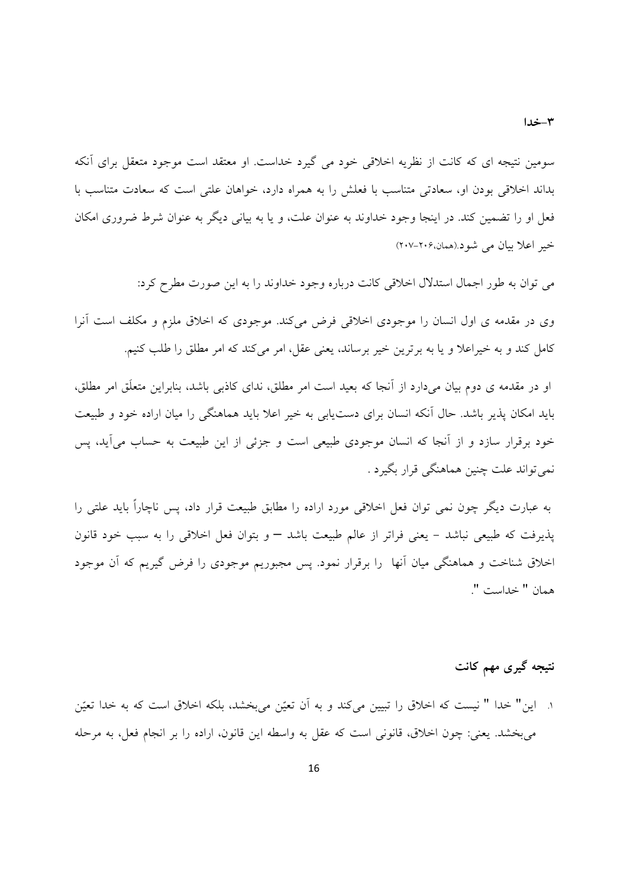### ۳-خدا

سومین نتیجه ای که کانت از نظریه اخلاقی خود می گیرد خداست. او معتقد است موجود متعقل برای آنکه بداند اخلاقی بودن او، سعادتی متناسب با فعلش را به همراه دارد، خواهان علتی است که سعادت متناسب با فعل او را تضمین کند. در اینجا وجود خداوند به عنوان علت، و یا به بیانی دیگر به عنوان شرط ضروری امکان خیر اعلا بیان می شود.(همان،۲۰۶-۲۰۷)

می توان به طور اجمال استدلال اخلاقی کانت درباره وجود خداوند را به این صورت مطرح کرد:

وی در مقدمه ی اول انسان را موجودی اخلاقی فرض می‌کند. موجودی که اخلاق ملزم و مکلف است آنرا کامل کند و به خیراعلا و یا به برترین خیر برساند، یعنی عقل، امر می‌کند که امر مطلق را طلب کنیم.

او در مقدمه ی دوم بیان می‌دارد از آنجا که بعید است امر مطلق، ندای کاذبی باشد، بنابراین متعلَق امر مطلق، باید امکان پذیر باشد. حال آنکه انسان برای دست‌یابی به خیر اعلا باید هماهنگی را میان اراده خود و طبیعت خود برقرار سازد و از آنجا که انسان موجودی طبیعی است و جزئی از این طبیعت به حساب می‌آید، پس نمی‌تواند علت چنین هماهنگی قرار بگیرد .

به عبارت دیگر چون نمی توان فعل اخلاقی مورد اراده را مطابق طبیعت قرار داد، پس ناچاراً باید علتی را پذیرفت که طبیعی نباشد - یعنی فراتر از عالم طبیعت باشد – و بتوان فعل اخلاقی را به سبب خود قانون اخلاق شناخت و هماهنگی میان آنها را برقرار نمود. پس مجبوریم موجودی را فرض گیریم که آن موجود همان " خداست ".

### نتیجه گیری مهم کانت

۱. این" خدا " نیست که اخلاق را تبیین می‌کند و به آن تعیّن می‌بخشد، بلکه اخلاق است که به خدا تعیّن می‌بخشد. یعنی: چون اخلاق، قانونی است که عقل به واسطه این قانون، اراده را بر انجام فعل، به مرحله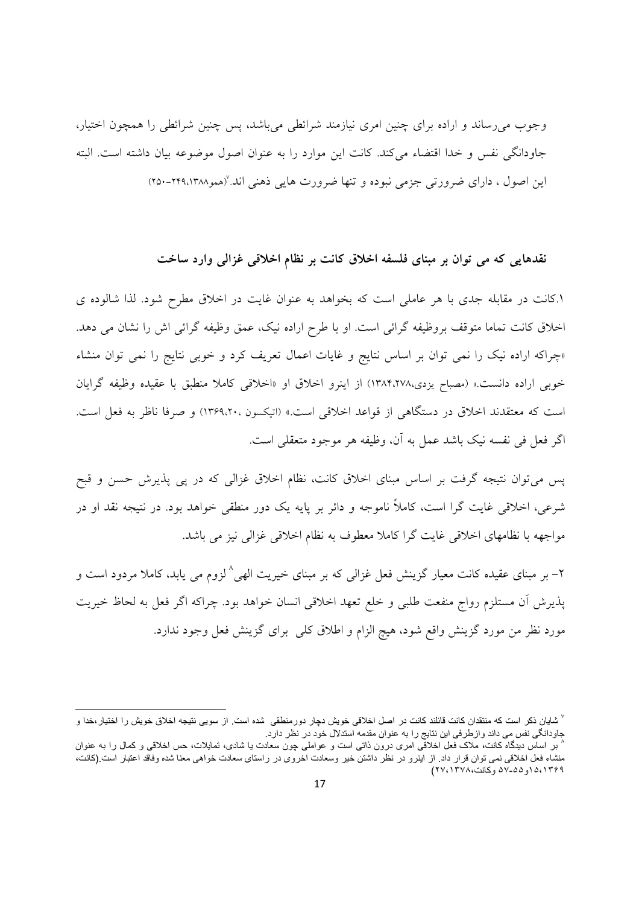وجوب می‌رساند و اراده برای چنین امری نیازمند شرائطی می‌باشد، پس چنین شرائطی را همچون اختیار، جاودانگی نفس و خدا اقتضاء می‌کند. کانت این موارد را به عنوان اصول موضوعه بیان داشته است. البته این اصول ، دارای ضرورتی جزمی نبوده و تنها ضرورت هایی ذهنی اند.[7](همو۱۳۸۸،۲۴۹-۲۵۰)

## نقدهایی که می توان بر مبنای فلسفه اخلاق کانت بر نظام اخلاقی غزالی وارد ساخت

۱.کانت در مقابله جدی با هر عاملی است که بخواهد به عنوان غایت در اخلاق مطرح شود. لذا شالوده ی اخلاق کانت تماما متوقف بروظیفه گرائی است. او با طرح اراده نیک، عمق وظیفه گرائی اش را نشان می دهد. «چراکه اراده نیک را نمی توان بر اساس نتایج و غایات اعمال تعریف کرد و خوبی نتایج را نمی توان منشاء خوبی اراده دانست.» (مصباح یزدی،۱۳۸۴،۲۷۸) از اینرو اخلاق او «اخلاقی کاملا منطبق با عقیده وظیفه گرایان است که معتقدند اخلاق در دستگاهی از قواعد اخلاقی است.» (اتیکسون ،۱۳۶۹،۲۰) و صرفا ناظر به فعل است. اگر فعل فی نفسه نیک باشد عمل به آن، وظیفه هر موجود متعقلی است.

پس می‌توان نتیجه گرفت بر اساس مبنای اخلاق کانت، نظام اخلاق غزالی که در پی پذیرش حسن و قبح شرعی، اخلاقی غایت گرا است، کاملاً ناموجه و دائر بر پایه یک دور منطقی خواهد بود. در نتیجه نقد او در مواجهه با نظامهای اخلاقی غایت گرا کاملا معطوف به نظام اخلاقی غزالی نیز می باشد.

۲- بر مبنای عقیده کانت معیار گزینش فعل غزالی که بر مبنای خیریت الهی[8] لزوم می یابد، کاملا مردود است و پذیرش آن مستلزم رواج منفعت طلبی و خلع تعهد اخلاقی انسان خواهد بود. چراکه اگر فعل به لحاظ خیریت مورد نظر من مورد گزینش واقع شود، هیچ الزام و اطلاق کلی برای گزینش فعل وجود ندارد.

---

[7] شایان ذکر است که منتقدان کانت قائلند کانت در اصل اخلاقی خویش دچار دورمنطقی شده است. از سویی نتیجه اخلاق خویش را اختیار،خدا و جاودانگی نفس می داند وازطرفی این نتایج را به عنوان مقدمه استدلال خود در نظر دارد.

[8] بر اساس دیدگاه کانت، ملاک فعل اخلاقی امری درون ذاتی است و عواملی چون سعادت یا شادی، تمایلات، حس اخلاقی و کمال را به عنوان منشاء فعل اخلاقی نمی توان قرار داد. از اینرو در نظر داشتن خیر وسعادت اخروی در راستای سعادت خواهی معنا شده وفاقد اعتبار است.(کانت، ۱۳۶۹،۱۵و۵۵-۵۷ وکانت،۱۳۷۸،۲۷)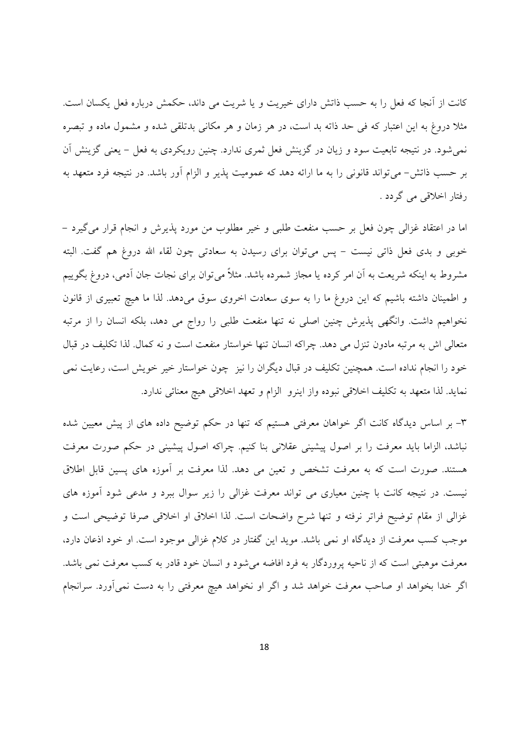کانت از آنجا که فعل را به حسب ذاتش دارای خیریت و یا شریت می داند، حکمش درباره فعل یکسان است. مثلا دروغ به این اعتبار که فی حد ذاته بد است، در هر زمان و هر مکانی بدتلقی شده و مشمول ماده و تبصره نمی‌شود. در نتیجه تابعیت سود و زیان در گزینش فعل ثمری ندارد. چنین رویکردی به فعل - یعنی گزینش آن بر حسب ذاتش- می‌تواند قانونی را به ما ارائه دهد که عمومیت پذیر و الزام آور باشد. در نتیجه فرد متعهد به رفتار اخلاقی می گردد .

اما در اعتقاد غزالی چون فعل بر حسب منفعت طلبی و خیر مطلوب من مورد پذیرش و انجام قرار می‌گیرد - خوبی و بدی فعل ذاتی نیست - پس می‌توان برای رسیدن به سعادتی چون لقاء الله دروغ هم گفت. البته مشروط به اینکه شریعت به آن امر کرده یا مجاز شمرده باشد. مثلاً می‌توان برای نجات جان آدمی، دروغ بگوییم و اطمینان داشته باشیم که این دروغ ما را به سوی سعادت اخروی سوق می‌دهد. لذا ما هیچ تعبیری از قانون نخواهیم داشت. وانگهی پذیرش چنین اصلی نه تنها منفعت طلبی را رواج می دهد، بلکه انسان را از مرتبه متعالی اش به مرتبه مادون تنزل می دهد. چراکه انسان تنها خواستار منفعت است و نه کمال. لذا تکلیف در قبال خود را انجام نداده است. همچنین تکلیف در قبال دیگران را نیز چون خواستار خیر خویش است، رعایت نمی نماید. لذا متعهد به تکلیف اخلاقی نبوده واز اینرو الزام و تعهد اخلاقی هیچ معنائی ندارد.

۳- بر اساس دیدگاه کانت اگر خواهان معرفتی هستیم که تنها در حکم توضیح داده های از پیش معیین شده نباشد، الزاما باید معرفت را بر اصول پیشینی عقلانی بنا کنیم. چراکه اصول پیشینی در حکم صورت معرفت هستند. صورت است که به معرفت تشخص و تعین می دهد. لذا معرفت بر آموزه های پسین قابل اطلاق نیست. در نتیجه کانت با چنین معیاری می تواند معرفت غزالی را زیر سوال ببرد و مدعی شود آموزه های غزالی از مقام توضیح فراتر نرفته و تنها شرح واضحات است. لذا اخلاق او اخلاقی صرفا توضیحی است و موجب کسب معرفت از دیدگاه او نمی باشد. موید این گفتار در کلام غزالی موجود است. او خود اذعان دارد، معرفت موهبتی است که از ناحیه پروردگار به فرد افاضه می‌شود و انسان خود قادر به کسب معرفت نمی باشد. اگر خدا بخواهد او صاحب معرفت خواهد شد و اگر او نخواهد هیچ معرفتی را به دست نمی‌آورد. سرانجام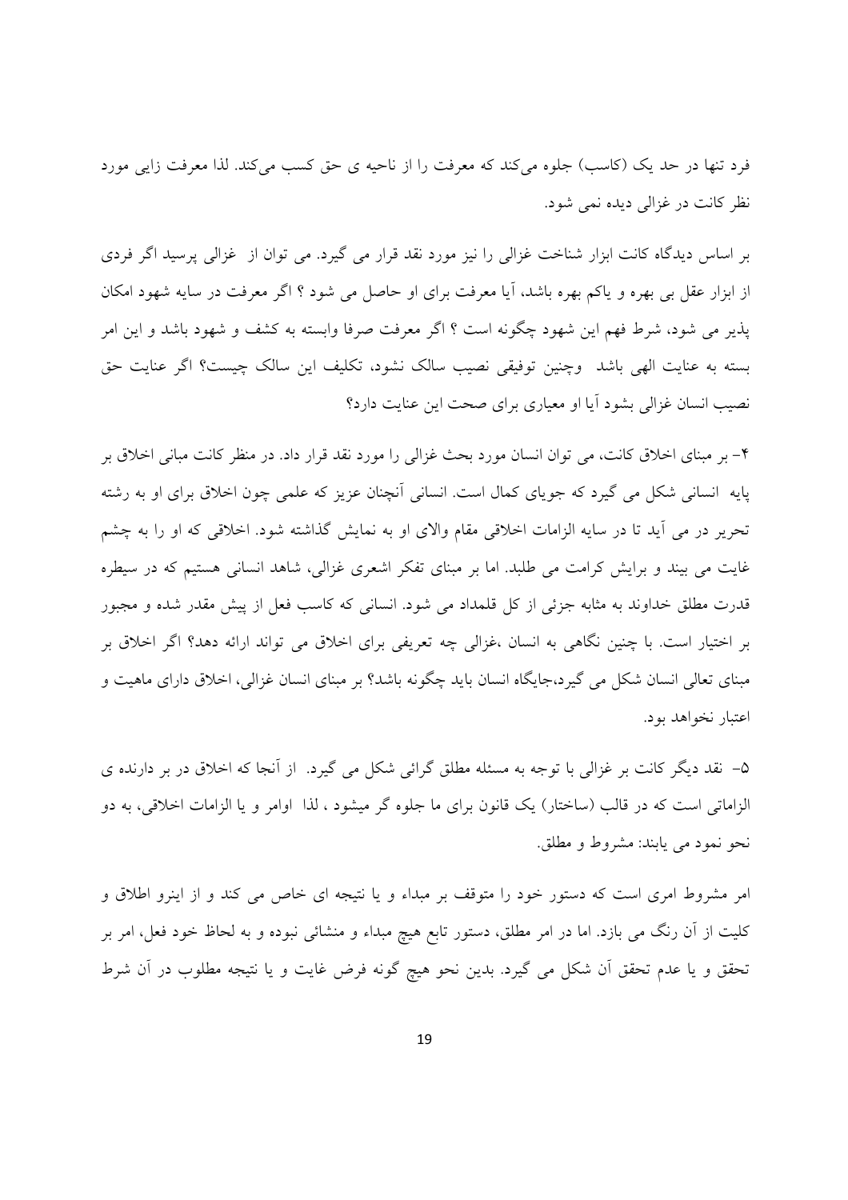فرد تنها در حد یک (کاسب) جلوه می‌کند که معرفت را از ناحیه ی حق کسب می‌کند. لذا معرفت زایی مورد نظر کانت در غزالی دیده نمی شود.

بر اساس دیدگاه کانت ابزار شناخت غزالی را نیز مورد نقد قرار می گیرد. می توان از غزالی پرسید اگر فردی از ابزار عقل بی بهره و یاکم بهره باشد، آیا معرفت برای او حاصل می شود ؟ اگر معرفت در سایه شهود امکان پذیر می شود، شرط فهم این شهود چگونه است ؟ اگر معرفت صرفا وابسته به کشف و شهود باشد و این امر بسته به عنایت الهی باشد وچنین توفیقی نصیب سالک نشود، تکلیف این سالک چیست؟ اگر عنایت حق نصیب انسان غزالی بشود آیا او معیاری برای صحت این عنایت دارد؟

۴- بر مبنای اخلاق کانت، می توان انسان مورد بحث غزالی را مورد نقد قرار داد. در منظر کانت مبانی اخلاق بر پایه انسانی شکل می گیرد که جویای کمال است. انسانی آنچنان عزیز که علمی چون اخلاق برای او به رشته تحریر در می آید تا در سایه الزامات اخلاقی مقام والای او به نمایش گذاشته شود. اخلاقی که او را به چشم غایت می بیند و برایش کرامت می طلبد. اما بر مبنای تفکر اشعری غزالی، شاهد انسانی هستیم که در سیطره قدرت مطلق خداوند به مثابه جزئی از کل قلمداد می شود. انسانی که کاسب فعل از پیش مقدر شده و مجبور بر اختیار است. با چنین نگاهی به انسان ،غزالی چه تعریفی برای اخلاق می تواند ارائه دهد؟ اگر اخلاق بر مبنای تعالی انسان شکل می گیرد،جایگاه انسان باید چگونه باشد؟ بر مبنای انسان غزالی، اخلاق دارای ماهیت و اعتبار نخواهد بود.

۵- نقد دیگر کانت بر غزالی با توجه به مسئله مطلق گرائی شکل می گیرد. از آنجا که اخلاق در بر دارنده ی الزاماتی است که در قالب (ساختار) یک قانون برای ما جلوه گر میشود ، لذا اوامر و یا الزامات اخلاقی، به دو نحو نمود می یابند: مشروط و مطلق.

امر مشروط امری است که دستور خود را متوقف بر مبداء و یا نتیجه ای خاص می کند و از اینرو اطلاق و کلیت از آن رنگ می بازد. اما در امر مطلق، دستور تابع هیچ مبداء و منشائی نبوده و به لحاظ خود فعل، امر بر تحقق و یا عدم تحقق آن شکل می گیرد. بدین نحو هیچ گونه فرض غایت و یا نتیجه مطلوب در آن شرط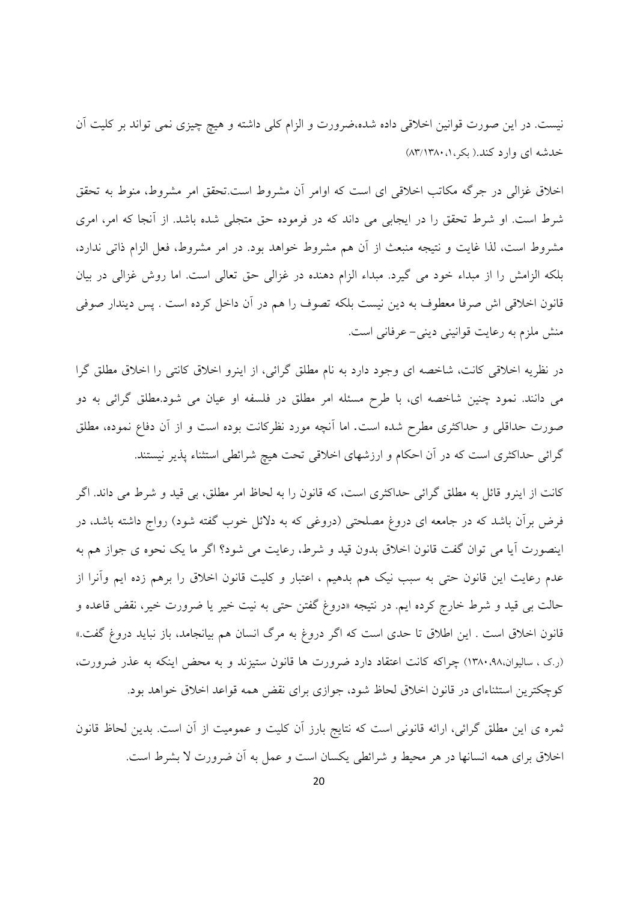نیست. در این صورت قوانین اخلاقی داده شده،ضرورت و الزام کلی داشته و هیچ چیزی نمی تواند بر کلیت آن خدشه ای وارد کند.( بکر،۱، ۸۳/۱۳۸۰)

اخلاق غزالی در جرگه مکاتب اخلاقی ای است که اوامر آن مشروط است.تحقق امر مشروط، منوط به تحقق شرط است. او شرط تحقق را در ایجابی می داند که در فرموده حق متجلی شده باشد. از آنجا که امر، امری مشروط است، لذا غایت و نتیجه منبعث از آن هم مشروط خواهد بود. در امر مشروط، فعل الزام ذاتی ندارد، بلکه الزامش را از مبداء خود می گیرد. مبداء الزام دهنده در غزالی حق تعالی است. اما روش غزالی در بیان قانون اخلاقی اش صرفا معطوف به دین نیست بلکه تصوف را هم در آن داخل کرده است . پس دیندار صوفی منش ملزم به رعایت قوانینی دینی- عرفانی است.

در نظریه اخلاقی کانت، شاخصه ای وجود دارد به نام مطلق گرائی، از اینرو اخلاق کانتی را اخلاق مطلق گرا می دانند. نمود چنین شاخصه ای، با طرح مسئله امر مطلق در فلسفه او عیان می شود.مطلق گرائی به دو صورت حداقلی و حداکثری مطرح شده است. اما آنچه مورد نظرکانت بوده است و از آن دفاع نموده، مطلق گرائی حداکثری است که در آن احکام و ارزشهای اخلاقی تحت هیچ شرائطی استثناء پذیر نیستند.

کانت از اینرو قائل به مطلق گرائی حداکثری است، که قانون را به لحاظ امر مطلق، بی قید و شرط می داند. اگر فرض برآن باشد که در جامعه ای دروغ مصلحتی (دروغی که به دلائل خوب گفته شود) رواج داشته باشد، در اینصورت آیا می توان گفت قانون اخلاق بدون قید و شرط، رعایت می شود؟ اگر ما یک نحوه ی جواز هم به عدم رعایت این قانون حتی به سبب نیک هم بدهیم ، اعتبار و کلیت قانون اخلاق را برهم زده ایم وآنرا از حالت بی قید و شرط خارج کرده ایم. در نتیجه «دروغ گفتن حتی به نیت خیر یا ضرورت خیر، نقض قاعده و قانون اخلاق است . این اطلاق تا حدی است که اگر دروغ به مرگ انسان هم بیانجامد، باز نباید دروغ گفت.» (ر.ک ، سالیوان،۹۸، ۱۳۸۰) چراکه کانت اعتقاد دارد ضرورت ها قانون ستیزند و به محض اینکه به عذر ضرورت، کوچکترین استثناءای در قانون اخلاق لحاظ شود، جوازی برای نقض همه قواعد اخلاق خواهد بود.

ثمره ی این مطلق گرائی، ارائه قانونی است که نتایج بارز آن کلیت و عمومیت از آن است. بدین لحاظ قانون اخلاق برای همه انسانها در هر محیط و شرائطی یکسان است و عمل به آن ضرورت لا بشرط است.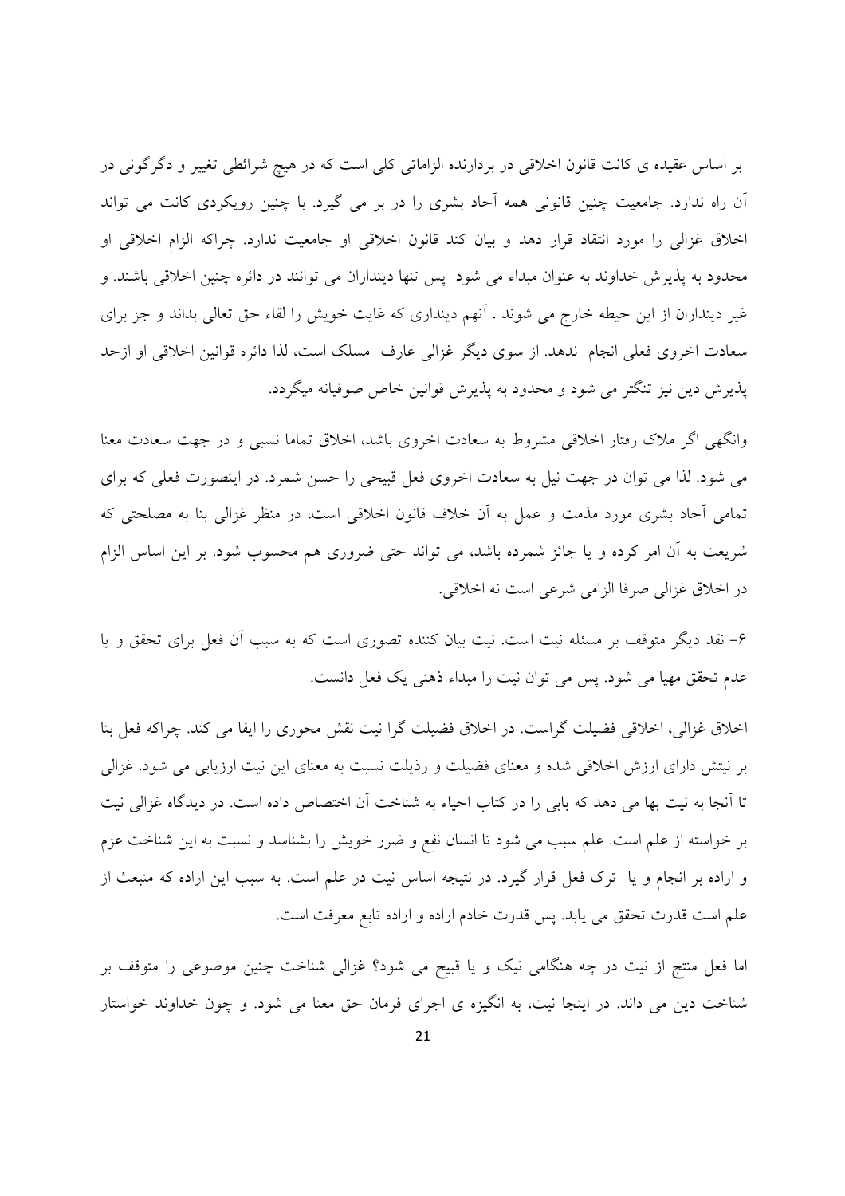بر اساس عقیده ی کانت قانون اخلاقی در بردارنده الزاماتی کلی است که در هیچ شرائطی تغییر و دگرگونی در آن راه ندارد. جامعیت چنین قانونی همه آحاد بشری را در بر می گیرد. با چنین رویکردی کانت می تواند اخلاق غزالی را مورد انتقاد قرار دهد و بیان کند قانون اخلاقی او جامعیت ندارد. چراکه الزام اخلاقی او محدود به پذیرش خداوند به عنوان مبداء می شود پس تنها دینداران می توانند در دائره چنین اخلاقی باشند. و غیر دینداران از این حیطه خارج می شوند . آنهم دینداری که غایت خویش را لقاء حق تعالی بداند و جز برای سعادت اخروی فعلی انجام ندهد. از سوی دیگر غزالی عارف مسلک است، لذا دائره قوانین اخلاقی او ازحد پذیرش دین نیز تنگتر می شود و محدود به پذیرش قوانین خاص صوفیانه میگردد.

وانگهی اگر ملاک رفتار اخلاقی مشروط به سعادت اخروی باشد، اخلاق تماما نسبی و در جهت سعادت معنا می شود. لذا می توان در جهت نیل به سعادت اخروی فعل قبیحی را حسن شمرد. در اینصورت فعلی که برای تمامی آحاد بشری مورد مذمت و عمل به آن خلاف قانون اخلاقی است، در منظر غزالی بنا به مصلحتی که شریعت به آن امر کرده و یا جائز شمرده باشد، می تواند حتی ضروری هم محسوب شود. بر این اساس الزام در اخلاق غزالی صرفا الزامی شرعی است نه اخلاقی.

۶- نقد دیگر متوقف بر مسئله نیت است. نیت بیان کننده تصوری است که به سبب آن فعل برای تحقق و یا عدم تحقق مهیا می شود. پس می توان نیت را مبداء ذهنی یک فعل دانست.

اخلاق غزالی، اخلاقی فضیلت گراست. در اخلاق فضیلت گرا نیت نقش محوری را ایفا می کند. چراکه فعل بنا بر نیتش دارای ارزش اخلاقی شده و معنای فضیلت و رذیلت نسبت به معنای این نیت ارزیابی می شود. غزالی تا آنجا به نیت بها می دهد که بابی را در کتاب احیاء به شناخت آن اختصاص داده است. در دیدگاه غزالی نیت بر خواسته از علم است. علم سبب می شود تا انسان نفع و ضرر خویش را بشناسد و نسبت به این شناخت عزم و اراده بر انجام و یا ترک فعل قرار گیرد. در نتیجه اساس نیت در علم است. به سبب این اراده که منبعث از علم است قدرت تحقق می یابد. پس قدرت خادم اراده و اراده تابع معرفت است.

اما فعل منتج از نیت در چه هنگامی نیک و یا قبیح می شود؟ غزالی شناخت چنین موضوعی را متوقف بر شناخت دین می داند. در اینجا نیت، به انگیزه ی اجرای فرمان حق معنا می شود. و چون خداوند خواستار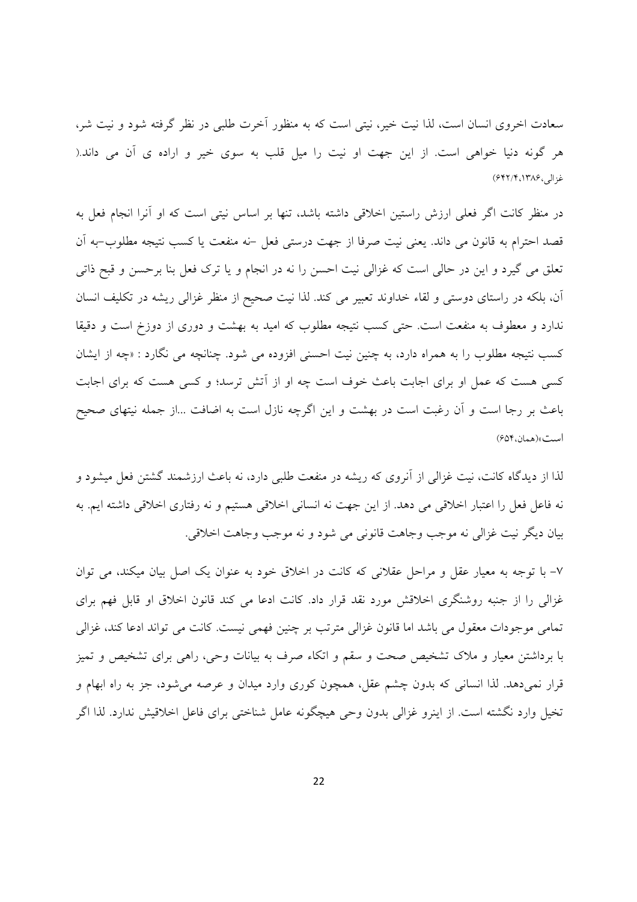سعادت اخروی انسان است، لذا نیت خیر، نیتی است که به منظور آخرت طلبی در نظر گرفته شود و نیت شر، هر گونه دنیا خواهی است. از این جهت او نیت را میل قلب به سوی خیر و اراده ی آن می داند.( غزالی،۱۳۸۶،۴/۶۴۲)

در منظر کانت اگر فعلی ارزش راستین اخلاقی داشته باشد، تنها بر اساس نیتی است که او آنرا انجام فعل به قصد احترام به قانون می داند. یعنی نیت صرفا از جهت درستی فعل –نه منفعت یا کسب نتیجه مطلوب–به آن تعلق می گیرد و این در حالی است که غزالی نیت احسن را نه در انجام و یا ترک فعل بنا برحسن و قبح ذاتی آن، بلکه در راستای دوستی و لقاء خداوند تعبیر می کند. لذا نیت صحیح از منظر غزالی ریشه در تکلیف انسان ندارد و معطوف به منفعت است. حتی کسب نتیجه مطلوب که امید به بهشت و دوری از دوزخ است و دقیقا کسب نتیجه مطلوب را به همراه دارد، به چنین نیت احسنی افزوده می شود. چنانچه می نگارد : «چه از ایشان کسی هست که عمل او برای اجابت باعث خوف است چه او از آتش ترسد؛ و کسی هست که برای اجابت باعث بر رجا است و آن رغبت است در بهشت و این اگرچه نازل است به اضافت ...از جمله نیتهای صحیح است»(همان،۶۵۴)

لذا از دیدگاه کانت، نیت غزالی از آنروی که ریشه در منفعت طلبی دارد، نه باعث ارزشمند گشتن فعل میشود و نه فاعل فعل را اعتبار اخلاقی می دهد. از این جهت نه انسانی اخلاقی هستیم و نه رفتاری اخلاقی داشته ایم. به بیان دیگر نیت غزالی نه موجب وجاهت قانونی می شود و نه موجب وجاهت اخلاقی.

۷- با توجه به معیار عقل و مراحل عقلانی که کانت در اخلاق خود به عنوان یک اصل بیان میکند، می توان غزالی را از جنبه روشنگری اخلاقش مورد نقد قرار داد. کانت ادعا می کند قانون اخلاق او قابل فهم برای تمامی موجودات معقول می باشد اما قانون غزالی مترتب بر چنین فهمی نیست. کانت می تواند ادعا کند، غزالی با برداشتن معیار و ملاک تشخیص صحت و سقم و اتکاء صرف به بیانات وحی، راهی برای تشخیص و تمیز قرار نمی‌دهد. لذا انسانی که بدون چشم عقل، همچون کوری وارد میدان و عرصه می‌شود، جز به راه ابهام و تخیل وارد نگشته است. از اینرو غزالی بدون وحی هیچگونه عامل شناختی برای فاعل اخلاقیش ندارد. لذا اگر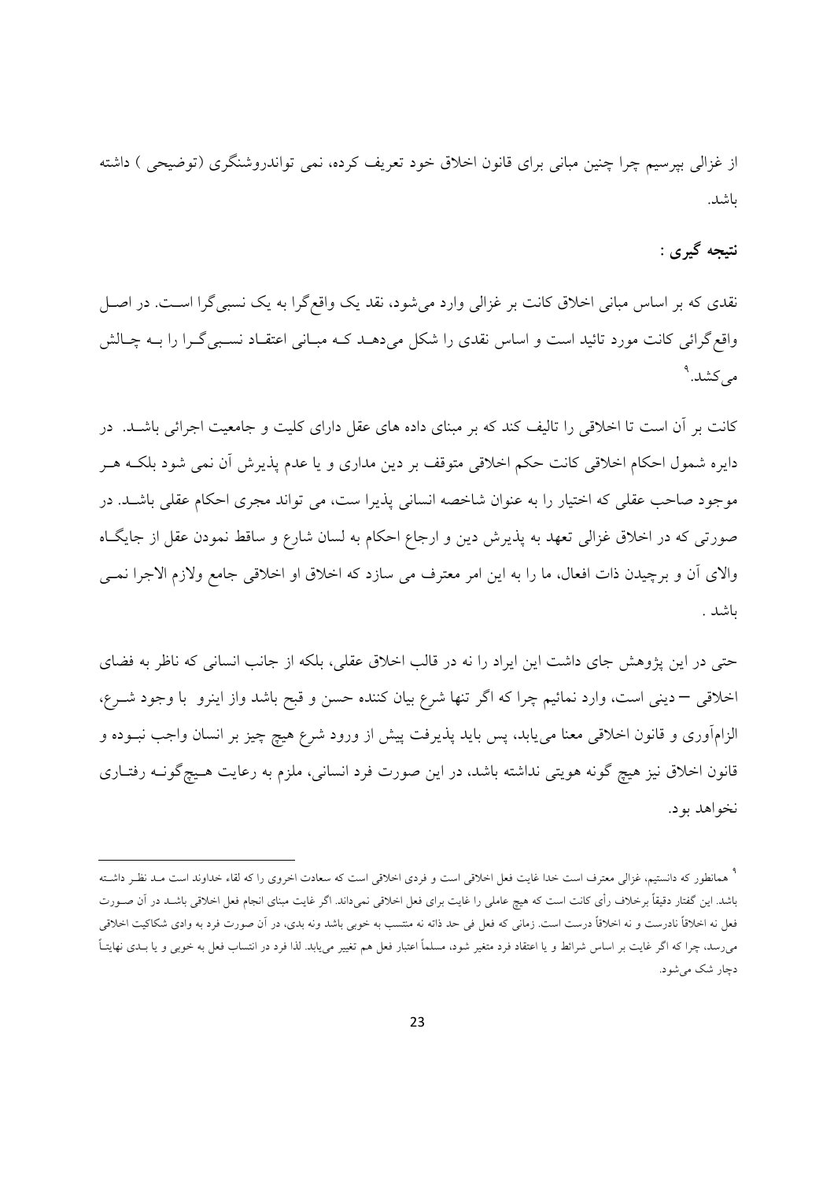از غزالی بپرسیم چرا چنین مبانی برای قانون اخلاق خود تعریف کرده، نمی تواندروشنگری (توضیحی ) داشته باشد.

## نتیجه گیری :

نقدی که بر اساس مبانی اخلاق کانت بر غزالی وارد می‌شود، نقد یک واقع‌گرا به یک نسبی‌گرا است. در اصل واقع‌گرائی کانت مورد تائید است و اساس نقدی را شکل می‌دهد که مبانی اعتقاد نسبی‌گرا را به چالش می‌کشد.[۹]

کانت بر آن است تا اخلاقی را تالیف کند که بر مبنای داده های عقل دارای کلیت و جامعیت اجرائی باشد. در دایره شمول احکام اخلاقی کانت حکم اخلاقی متوقف بر دین مداری و یا عدم پذیرش آن نمی شود بلکه هر موجود صاحب عقلی که اختیار را به عنوان شاخصه انسانی پذیرا ست، می تواند مجری احکام عقلی باشد. در صورتی که در اخلاق غزالی تعهد به پذیرش دین و ارجاع احکام به لسان شارع و ساقط نمودن عقل از جایگاه والای آن و برچیدن ذات افعال، ما را به این امر معترف می سازد که اخلاق او اخلاقی جامع ولازم الاجرا نمی باشد .

حتی در این پژوهش جای داشت این ایراد را نه در قالب اخلاق عقلی، بلکه از جانب انسانی که ناظر به فضای اخلاقی – دینی است، وارد نمائیم چرا که اگر تنها شرع بیان کننده حسن و قبح باشد واز اینرو با وجود شرع، الزام‌آوری و قانون اخلاقی معنا می‌یابد، پس باید پذیرفت پیش از ورود شرع هیچ چیز بر انسان واجب نبوده و قانون اخلاق نیز هیچ گونه هویتی نداشته باشد، در این صورت فرد انسانی، ملزم به رعایت هیچ‌گونه رفتاری نخواهد بود.

---

[۹] همانطور که دانستیم، غزالی معترف است خدا غایت فعل اخلاقی است و فردی اخلاقی است که سعادت اخروی را که لقاء خداوند است مد نظر داشته باشد. این گفتار دقیقاً برخلاف رأی کانت است که هیچ عاملی را غایت برای فعل اخلاقی نمی‌داند. اگر غایت مبنای انجام فعل اخلاقی باشد در آن صورت فعل نه اخلاقاً نادرست و نه اخلاقاً درست است. زمانی که فعل فی حد ذاته نه منتسب به خوبی باشد ونه بدی، در آن صورت فرد به وادی شکاکیت اخلاقی می‌رسد، چرا که اگر غایت بر اساس شرائط و یا اعتقاد فرد متغیر شود، مسلماً اعتبار فعل هم تغییر می‌یابد. لذا فرد در انتساب فعل به خوبی و یا بدی نهایتاً دچار شک می‌شود.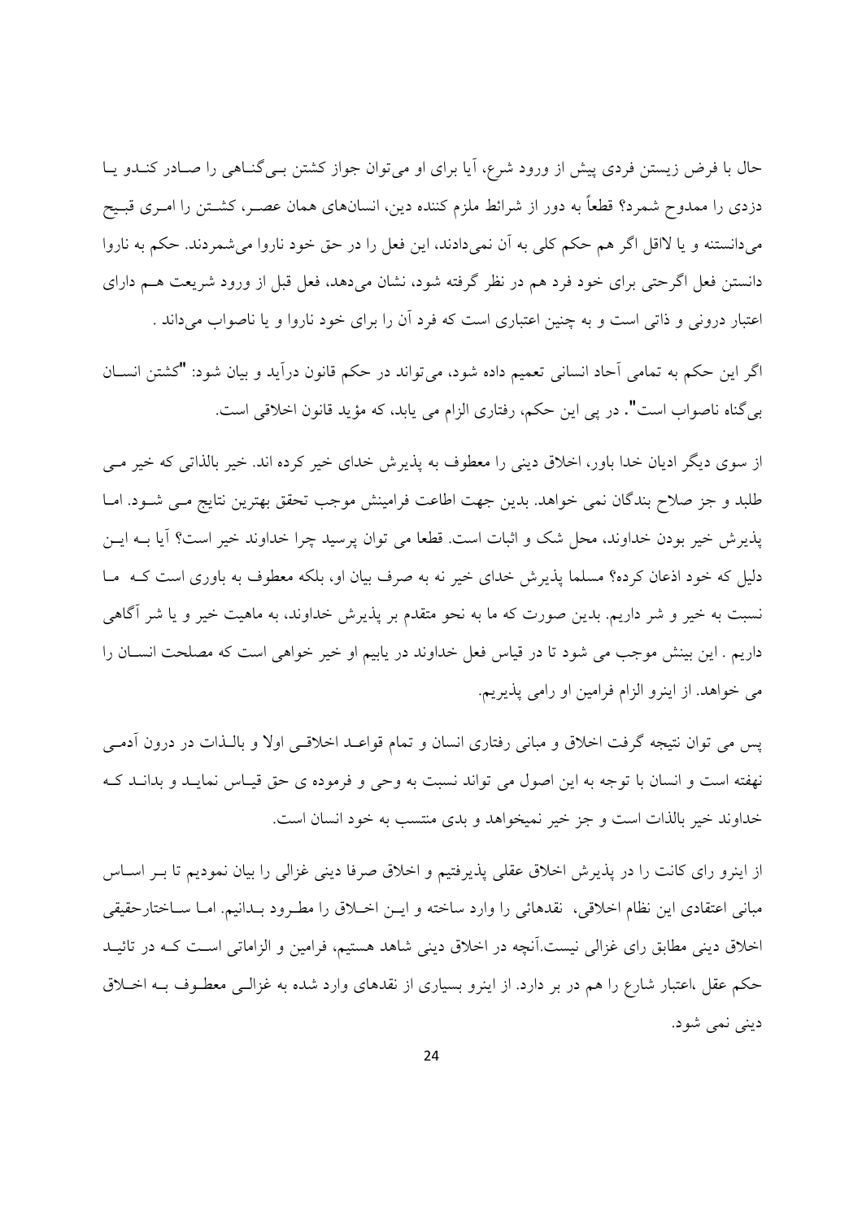حال با فرض زیستن فردی پیش از ورود شرع، آیا برای او می‌توان جواز کشتن بی‌گناهی را صادر کندو یا دزدی را ممدوح شمرد؟ قطعاً به دور از شرائط ملزم کننده دین، انسان‌های همان عصر، کشتن را امری قبیح می‌دانستنه و یا لااقل اگر هم حکم کلی به آن نمی‌دادند، این فعل را در حق خود ناروا می‌شمردند. حکم به ناروا دانستن فعل اگرحتی برای خود فرد هم در نظر گرفته شود، نشان می‌دهد، فعل قبل از ورود شریعت هم دارای اعتبار درونی و ذاتی است و به چنین اعتباری است که فرد آن را برای خود ناروا و یا ناصواب می‌داند .

اگر این حکم به تمامی آحاد انسانی تعمیم داده شود، می‌تواند در حکم قانون درآید و بیان شود: "کشتن انسان بی‌گناه ناصواب است". در پی این حکم، رفتاری الزام می یابد، که مؤید قانون اخلاقی است.

از سوی دیگر ادیان خدا باور، اخلاق دینی را معطوف به پذیرش خدای خیر کرده اند. خیر بالذاتی که خیر می طلبد و جز صلاح بندگان نمی خواهد. بدین جهت اطاعت فرامینش موجب تحقق بهترین نتایج می شود. اما پذیرش خیر بودن خداوند، محل شک و اثبات است. قطعا می توان پرسید چرا خداوند خیر است؟ آیا به این دلیل که خود اذعان کرده؟ مسلما پذیرش خدای خیر نه به صرف بیان او، بلکه معطوف به باوری است که ما نسبت به خیر و شر داریم. بدین صورت که ما به نحو متقدم بر پذیرش خداوند، به ماهیت خیر و یا شر آگاهی داریم . این بینش موجب می شود تا در قیاس فعل خداوند در یابیم او خیر خواهی است که مصلحت انسان را می خواهد. از اینرو الزام فرامین او رامی پذیریم.

پس می توان نتیجه گرفت اخلاق و مبانی رفتاری انسان و تمام قواعد اخلاقی اولا و بالذات در درون آدمی نهفته است و انسان با توجه به این اصول می تواند نسبت به وحی و فرموده ی حق قیاس نماید و بداند که خداوند خیر بالذات است و جز خیر نمیخواهد و بدی منتسب به خود انسان است.

از اینرو رای کانت را در پذیرش اخلاق عقلی پذیرفتیم و اخلاق صرفا دینی غزالی را بیان نمودیم تا بر اساس مبانی اعتقادی این نظام اخلاقی، نقدهائی را وارد ساخته و این اخلاق را مطرود بدانیم. اما ساختارحقیقی اخلاق دینی مطابق رای غزالی نیست.آنچه در اخلاق دینی شاهد هستیم، فرامین و الزاماتی است که در تائید حکم عقل ،اعتبار شارع را هم در بر دارد. از اینرو بسیاری از نقدهای وارد شده به غزالی معطوف به اخلاق دینی نمی شود.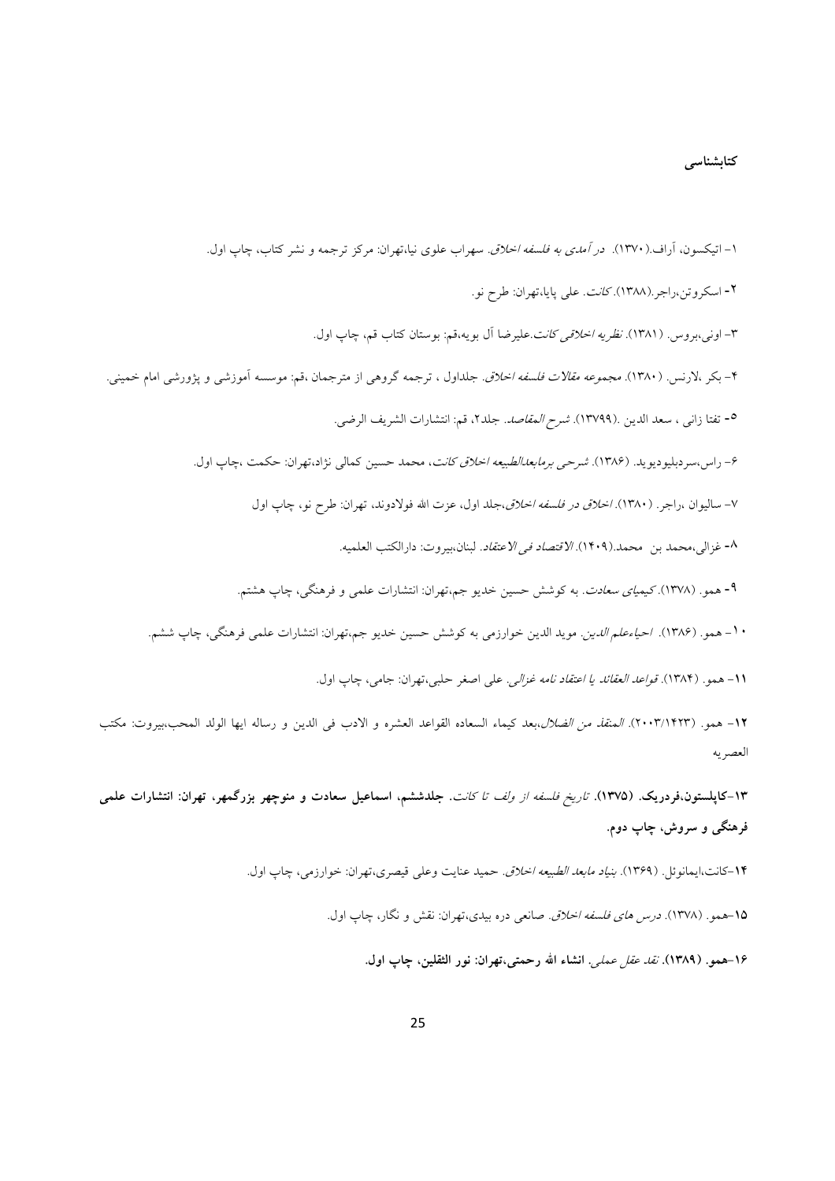## کتابشناسی

۱- اتیکسون، آراف.(۱۳۷۰). *در آمدی به فلسفه اخلاق*. سهراب علوی نیا،تهران: مرکز ترجمه و نشر کتاب، چاپ اول.

۲- اسکروتن،راجر.(۱۳۸۸).*کانت*. علی پایا،تهران: طرح نو.

۳- اونی،بروس. (۱۳۸۱). *نظریه اخلاقی کانت*.علیرضا آل بویه،قم: بوستان کتاب قم، چاپ اول.

۴- بکر ،لارنس. (۱۳۸۰). *مجموعه مقالات فلسفه اخلاق*. جلداول ، ترجمه گروهی از مترجمان ،قم: موسسه آموزشی و پژورشی امام خمینی.

۵- تفتا زانی ، سعد الدین .(۱۳۷۹۹). *شرح المقاصد*. جلد۲، قم: انتشارات الشریف الرضی.

۶- راس،سردبلیودیوید. (۱۳۸۶). *شرحی برمابعدالطبیعه اخلاق کانت*، محمد حسین کمالی نژاد،تهران: حکمت ،چاپ اول.

۷- سالیوان ،راجر. (۱۳۸۰). *اخلاق در فلسفه اخلاق*،جلد اول، عزت الله فولادوند، تهران: طرح نو، چاپ اول

۸- غزالی،محمد بن محمد.(۱۴۰۹). *الاقتصاد فی الاعتقاد*. لبنان،بیروت: دارالکتب العلمیه.

۹- همو. (۱۳۷۸).*کیمیای سعادت*. به کوشش حسین خدیو جم،تهران: انتشارات علمی و فرهنگی، چاپ هشتم.

۱۰- همو. (۱۳۸۶). *احیاءعلم الدین*. موید الدین خوارزمی به کوشش حسین خدیو جم،تهران: انتشارات علمی فرهنگی، چاپ ششم.

۱۱- همو. (۱۳۸۴). *قواعد العقائد یا اعتقاد نامه غزالی*. علی اصغر حلبی،تهران: جامی، چاپ اول.

۱۲- همو. (۲۰۰۳/۱۴۲۳). *المنقذ من الضلال*،بعد کیماء السعاده القواعد العشره و الادب فی الدین و رساله ایها الولد المحب،بیروت: مکتب العصریه

**۱۳-کاپلستون،فردریک. (۱۳۷۵).** *تاریخ فلسفه از ولف تا کانت*. **جلدششم، اسماعیل سعادت و منوچهر بزرگمهر، تهران: انتشارات علمی فرهنگی و سروش، چاپ دوم.**

۱۴-کانت،ایمانوئل. (۱۳۶۹). *بنیاد مابعد الطبیعه اخلاق*. حمید عنایت وعلی قیصری،تهران: خوارزمی، چاپ اول.

۱۵-همو. (۱۳۷۸). *درس های فلسفه اخلاق*. صانعی دره بیدی،تهران: نقش و نگار، چاپ اول.

**۱۶-همو. (۱۳۸۹).** *نقد عقل عملی*. **انشاء الله رحمتی،تهران: نور الثقلین، چاپ اول.**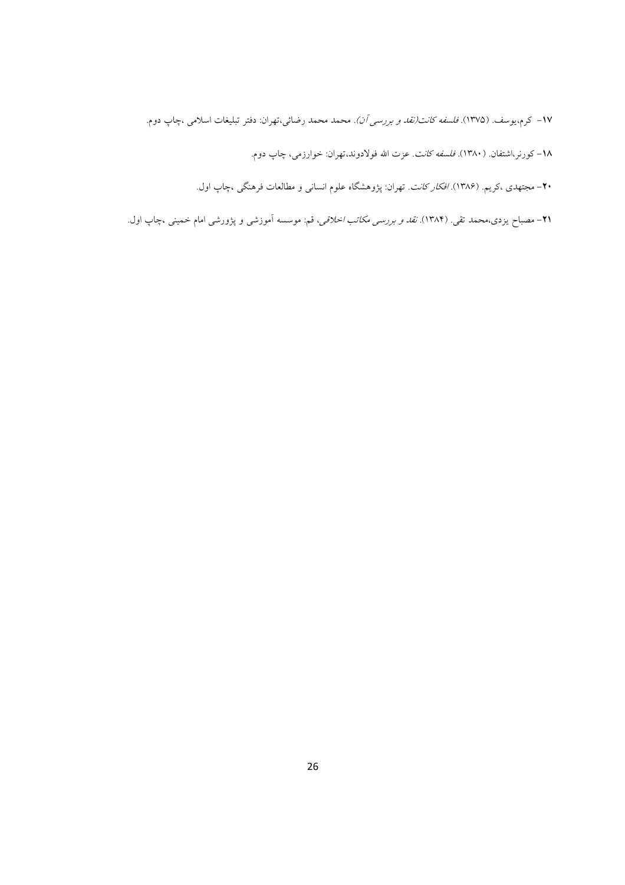۱۷- کرم،یوسف. (۱۳۷۵). *فلسفه کانت(نقد و بررسی آن)*. محمد محمد رضائی،تهران: دفتر تبلیغات اسلامی ،چاپ دوم.

۱۸- کورنر،اشتفان. (۱۳۸۰). *فلسفه کانت*. عزت الله فولادوند،تهران: خوارزمی، چاپ دوم.

**۲۰**- مجتهدی ،کریم. (۱۳۸۶). *افکار کانت*. تهران: پژوهشگاه علوم انسانی و مطالعات فرهنگی ،چاپ اول.

**۲۱**- مصباح یزدی،محمد تقی. (۱۳۸۴). *نقد و بررسی مکاتب اخلاقی*، قم: موسسه آموزشی و پژورشی امام خمینی ،چاپ اول.